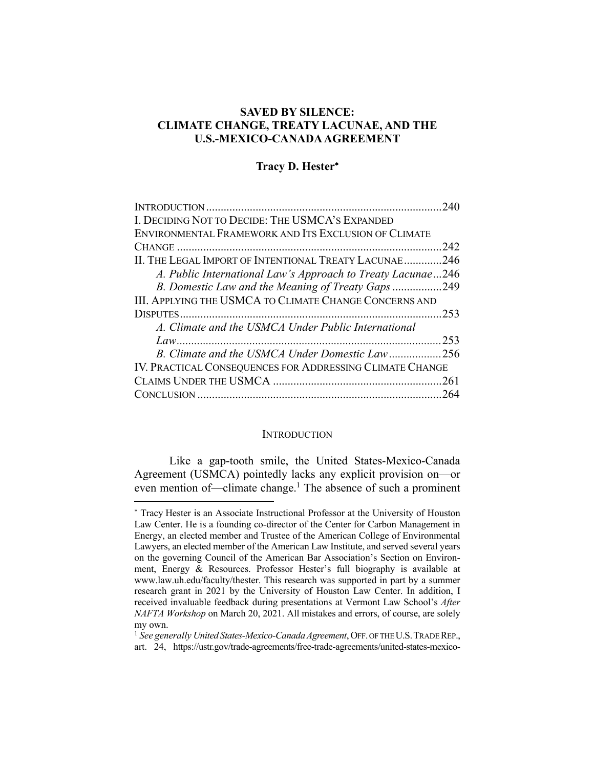# SAVED BY SILENCE: CLIMATE CHANGE, TREATY LACUNAE, AND THE U.S.-MEXICO-CANADA AGREEMENT

**Tracy D. Hester***

INTRODUCTION ........................................................................ 240
I. DECIDING NOT TO DECIDE: THE USMCA'S EXPANDED ENVIRONMENTAL FRAMEWORK AND ITS EXCLUSION OF CLIMATE CHANGE ........................................................................ 242
II. THE LEGAL IMPORT OF INTENTIONAL TREATY LACUNAE ............ 246
*A. Public International Law's Approach to Treaty Lacunae* ... 246
*B. Domestic Law and the Meaning of Treaty Gaps* ................ 249
III. APPLYING THE USMCA TO CLIMATE CHANGE CONCERNS AND DISPUTES ........................................................................ 253
*A. Climate and the USMCA Under Public International Law* ........................................................................ 253
*B. Climate and the USMCA Under Domestic Law* .................. 256
IV. PRACTICAL CONSEQUENCES FOR ADDRESSING CLIMATE CHANGE CLAIMS UNDER THE USMCA ............................................ 261
CONCLUSION ........................................................................ 264

## INTRODUCTION

Like a gap-tooth smile, the United States-Mexico-Canada Agreement (USMCA) pointedly lacks any explicit provision on—or even mention of—climate change.[1] The absence of such a prominent

---

* Tracy Hester is an Associate Instructional Professor at the University of Houston Law Center. He is a founding co-director of the Center for Carbon Management in Energy, an elected member and Trustee of the American College of Environmental Lawyers, an elected member of the American Law Institute, and served several years on the governing Council of the American Bar Association's Section on Environment, Energy & Resources. Professor Hester's full biography is available at www.law.uh.edu/faculty/thester. This research was supported in part by a summer research grant in 2021 by the University of Houston Law Center. In addition, I received invaluable feedback during presentations at Vermont Law School's *After NAFTA Workshop* on March 20, 2021. All mistakes and errors, of course, are solely my own.

[1] *See generally United States-Mexico-Canada Agreement*, OFF. OF THE U.S. TRADE REP., art. 24, https://ustr.gov/trade-agreements/free-trade-agreements/united-states-mexico-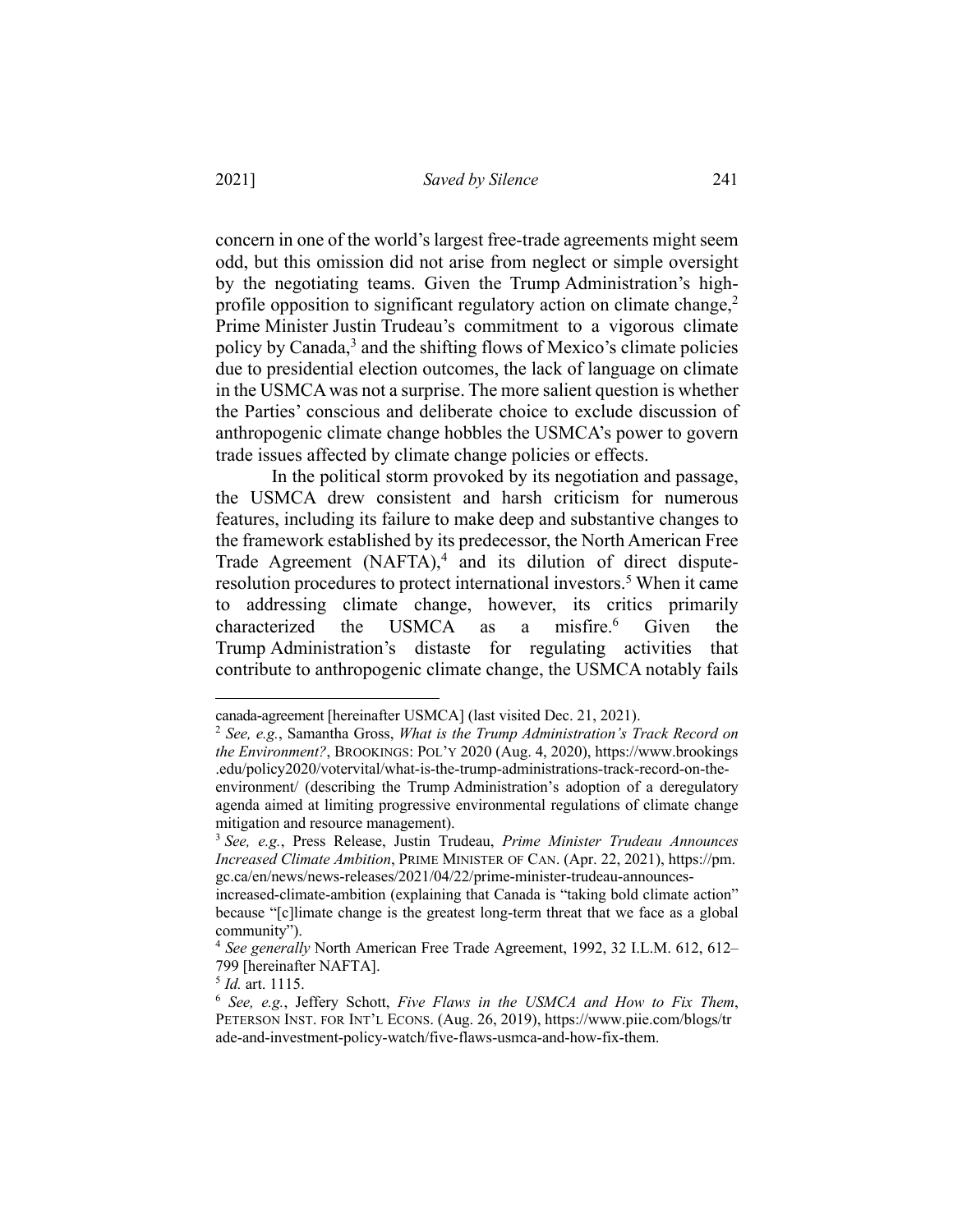concern in one of the world's largest free-trade agreements might seem odd, but this omission did not arise from neglect or simple oversight by the negotiating teams. Given the Trump Administration's high-profile opposition to significant regulatory action on climate change,[2] Prime Minister Justin Trudeau's commitment to a vigorous climate policy by Canada,[3] and the shifting flows of Mexico's climate policies due to presidential election outcomes, the lack of language on climate in the USMCA was not a surprise. The more salient question is whether the Parties' conscious and deliberate choice to exclude discussion of anthropogenic climate change hobbles the USMCA's power to govern trade issues affected by climate change policies or effects.

In the political storm provoked by its negotiation and passage, the USMCA drew consistent and harsh criticism for numerous features, including its failure to make deep and substantive changes to the framework established by its predecessor, the North American Free Trade Agreement (NAFTA),[4] and its dilution of direct dispute-resolution procedures to protect international investors.[5] When it came to addressing climate change, however, its critics primarily characterized the USMCA as a misfire.[6] Given the Trump Administration's distaste for regulating activities that contribute to anthropogenic climate change, the USMCA notably fails

---

canada-agreement [hereinafter USMCA] (last visited Dec. 21, 2021).

[2] *See, e.g.*, Samantha Gross, *What is the Trump Administration's Track Record on the Environment?*, BROOKINGS: POL'Y 2020 (Aug. 4, 2020), https://www.brookings.edu/policy2020/votervital/what-is-the-trump-administrations-track-record-on-the-environment/ (describing the Trump Administration's adoption of a deregulatory agenda aimed at limiting progressive environmental regulations of climate change mitigation and resource management).

[3] *See, e.g.*, Press Release, Justin Trudeau, *Prime Minister Trudeau Announces Increased Climate Ambition*, PRIME MINISTER OF CAN. (Apr. 22, 2021), https://pm.gc.ca/en/news/news-releases/2021/04/22/prime-minister-trudeau-announces-increased-climate-ambition (explaining that Canada is "taking bold climate action" because "[c]limate change is the greatest long-term threat that we face as a global community").

[4] *See generally* North American Free Trade Agreement, 1992, 32 I.L.M. 612, 612–799 [hereinafter NAFTA].

[5] *Id.* art. 1115.

[6] *See, e.g.*, Jeffery Schott, *Five Flaws in the USMCA and How to Fix Them*, PETERSON INST. FOR INT'L ECONS. (Aug. 26, 2019), https://www.piie.com/blogs/trade-and-investment-policy-watch/five-flaws-usmca-and-how-fix-them.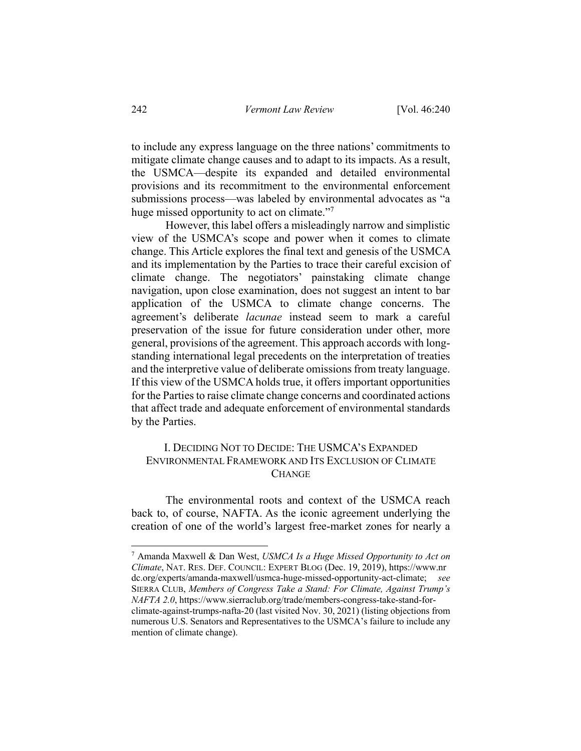to include any express language on the three nations' commitments to mitigate climate change causes and to adapt to its impacts. As a result, the USMCA—despite its expanded and detailed environmental provisions and its recommitment to the environmental enforcement submissions process—was labeled by environmental advocates as "a huge missed opportunity to act on climate."[7]

However, this label offers a misleadingly narrow and simplistic view of the USMCA's scope and power when it comes to climate change. This Article explores the final text and genesis of the USMCA and its implementation by the Parties to trace their careful excision of climate change. The negotiators' painstaking climate change navigation, upon close examination, does not suggest an intent to bar application of the USMCA to climate change concerns. The agreement's deliberate *lacunae* instead seem to mark a careful preservation of the issue for future consideration under other, more general, provisions of the agreement. This approach accords with long-standing international legal precedents on the interpretation of treaties and the interpretive value of deliberate omissions from treaty language. If this view of the USMCA holds true, it offers important opportunities for the Parties to raise climate change concerns and coordinated actions that affect trade and adequate enforcement of environmental standards by the Parties.

## I. Deciding Not to Decide: The USMCA's Expanded Environmental Framework and Its Exclusion of Climate Change

The environmental roots and context of the USMCA reach back to, of course, NAFTA. As the iconic agreement underlying the creation of one of the world's largest free-market zones for nearly a

---

[7] Amanda Maxwell & Dan West, *USMCA Is a Huge Missed Opportunity to Act on Climate*, NAT. RES. DEF. COUNCIL: EXPERT BLOG (Dec. 19, 2019), https://www.nrdc.org/experts/amanda-maxwell/usmca-huge-missed-opportunity-act-climate; *see* SIERRA CLUB, *Members of Congress Take a Stand: For Climate, Against Trump's NAFTA 2.0*, https://www.sierraclub.org/trade/members-congress-take-stand-for-climate-against-trumps-nafta-20 (last visited Nov. 30, 2021) (listing objections from numerous U.S. Senators and Representatives to the USMCA's failure to include any mention of climate change).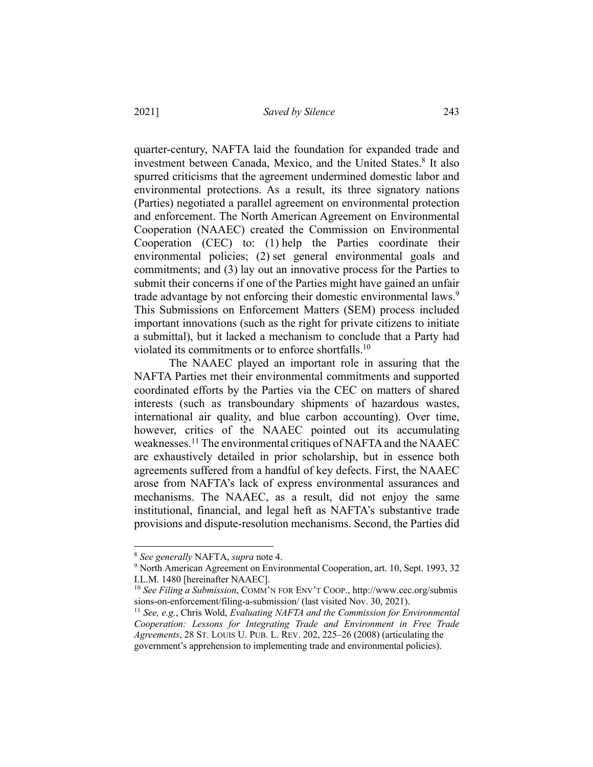quarter-century, NAFTA laid the foundation for expanded trade and investment between Canada, Mexico, and the United States.[8] It also spurred criticisms that the agreement undermined domestic labor and environmental protections. As a result, its three signatory nations (Parties) negotiated a parallel agreement on environmental protection and enforcement. The North American Agreement on Environmental Cooperation (NAAEC) created the Commission on Environmental Cooperation (CEC) to: (1) help the Parties coordinate their environmental policies; (2) set general environmental goals and commitments; and (3) lay out an innovative process for the Parties to submit their concerns if one of the Parties might have gained an unfair trade advantage by not enforcing their domestic environmental laws.[9] This Submissions on Enforcement Matters (SEM) process included important innovations (such as the right for private citizens to initiate a submittal), but it lacked a mechanism to conclude that a Party had violated its commitments or to enforce shortfalls.[10]

The NAAEC played an important role in assuring that the NAFTA Parties met their environmental commitments and supported coordinated efforts by the Parties via the CEC on matters of shared interests (such as transboundary shipments of hazardous wastes, international air quality, and blue carbon accounting). Over time, however, critics of the NAAEC pointed out its accumulating weaknesses.[11] The environmental critiques of NAFTA and the NAAEC are exhaustively detailed in prior scholarship, but in essence both agreements suffered from a handful of key defects. First, the NAAEC arose from NAFTA's lack of express environmental assurances and mechanisms. The NAAEC, as a result, did not enjoy the same institutional, financial, and legal heft as NAFTA's substantive trade provisions and dispute-resolution mechanisms. Second, the Parties did

---

[8] *See generally* NAFTA, *supra* note 4.

[9] North American Agreement on Environmental Cooperation, art. 10, Sept. 1993, 32 I.L.M. 1480 [hereinafter NAAEC].

[10] *See Filing a Submission*, COMM'N FOR ENV'T COOP., http://www.cec.org/submissions-on-enforcement/filing-a-submission/ (last visited Nov. 30, 2021).

[11] *See, e.g.*, Chris Wold, *Evaluating NAFTA and the Commission for Environmental Cooperation: Lessons for Integrating Trade and Environment in Free Trade Agreements*, 28 ST. LOUIS U. PUB. L. REV. 202, 225–26 (2008) (articulating the government's apprehension to implementing trade and environmental policies).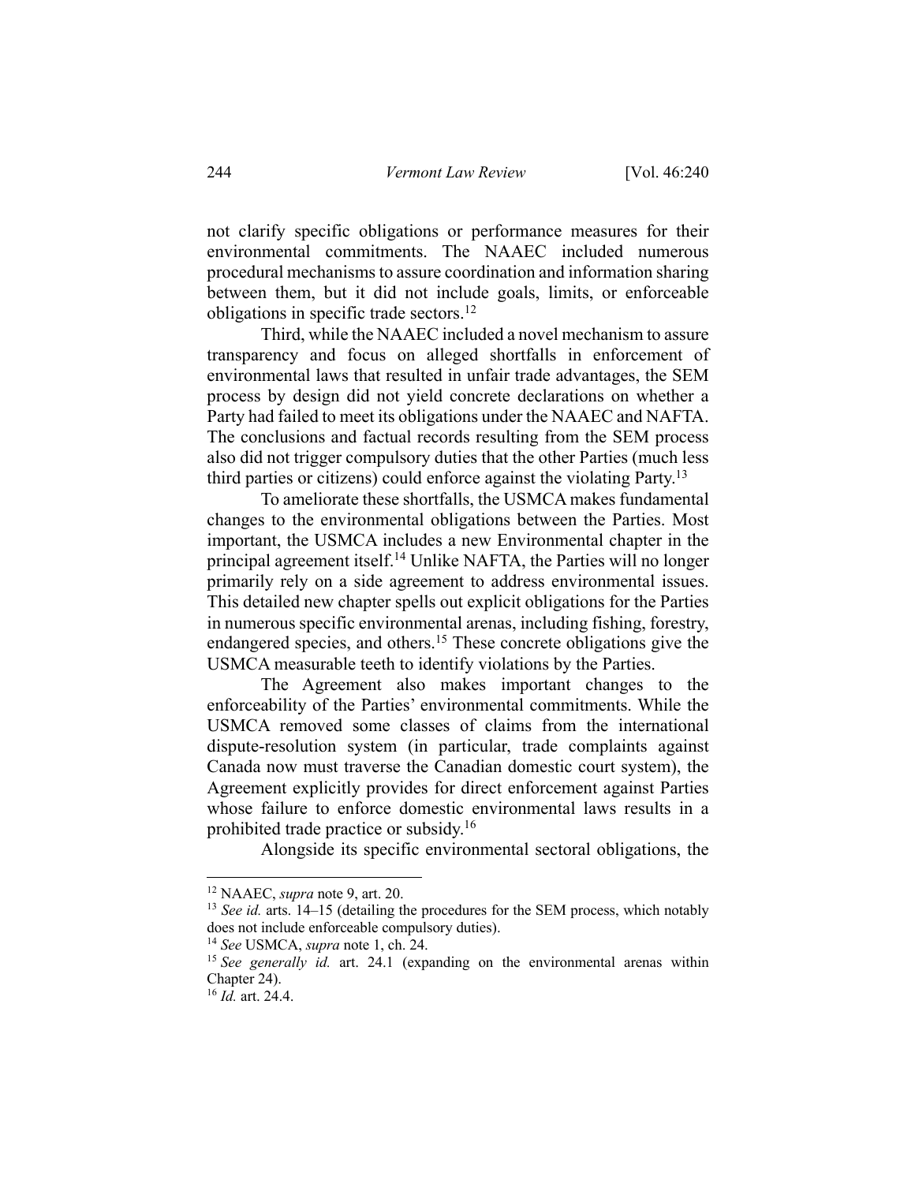not clarify specific obligations or performance measures for their environmental commitments. The NAAEC included numerous procedural mechanisms to assure coordination and information sharing between them, but it did not include goals, limits, or enforceable obligations in specific trade sectors.[12]

Third, while the NAAEC included a novel mechanism to assure transparency and focus on alleged shortfalls in enforcement of environmental laws that resulted in unfair trade advantages, the SEM process by design did not yield concrete declarations on whether a Party had failed to meet its obligations under the NAAEC and NAFTA. The conclusions and factual records resulting from the SEM process also did not trigger compulsory duties that the other Parties (much less third parties or citizens) could enforce against the violating Party.[13]

To ameliorate these shortfalls, the USMCA makes fundamental changes to the environmental obligations between the Parties. Most important, the USMCA includes a new Environmental chapter in the principal agreement itself.[14] Unlike NAFTA, the Parties will no longer primarily rely on a side agreement to address environmental issues. This detailed new chapter spells out explicit obligations for the Parties in numerous specific environmental arenas, including fishing, forestry, endangered species, and others.[15] These concrete obligations give the USMCA measurable teeth to identify violations by the Parties.

The Agreement also makes important changes to the enforceability of the Parties' environmental commitments. While the USMCA removed some classes of claims from the international dispute-resolution system (in particular, trade complaints against Canada now must traverse the Canadian domestic court system), the Agreement explicitly provides for direct enforcement against Parties whose failure to enforce domestic environmental laws results in a prohibited trade practice or subsidy.[16]

Alongside its specific environmental sectoral obligations, the

---

[12] NAAEC, *supra* note 9, art. 20.

[13] *See id.* arts. 14–15 (detailing the procedures for the SEM process, which notably does not include enforceable compulsory duties).

[14] *See* USMCA, *supra* note 1, ch. 24.

[15] *See generally id.* art. 24.1 (expanding on the environmental arenas within Chapter 24).

[16] *Id.* art. 24.4.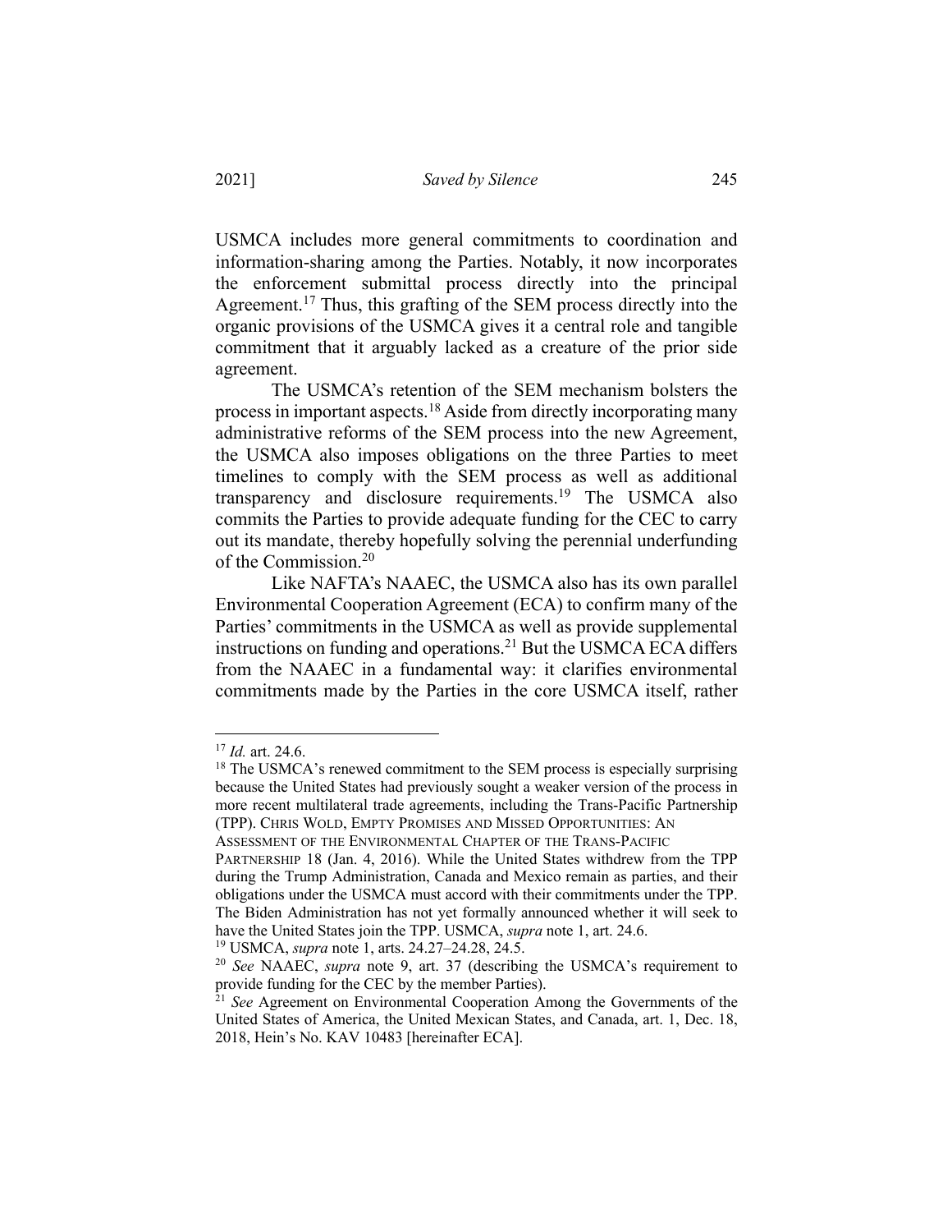USMCA includes more general commitments to coordination and information-sharing among the Parties. Notably, it now incorporates the enforcement submittal process directly into the principal Agreement.[17] Thus, this grafting of the SEM process directly into the organic provisions of the USMCA gives it a central role and tangible commitment that it arguably lacked as a creature of the prior side agreement.

The USMCA's retention of the SEM mechanism bolsters the process in important aspects.[18] Aside from directly incorporating many administrative reforms of the SEM process into the new Agreement, the USMCA also imposes obligations on the three Parties to meet timelines to comply with the SEM process as well as additional transparency and disclosure requirements.[19] The USMCA also commits the Parties to provide adequate funding for the CEC to carry out its mandate, thereby hopefully solving the perennial underfunding of the Commission.[20]

Like NAFTA's NAAEC, the USMCA also has its own parallel Environmental Cooperation Agreement (ECA) to confirm many of the Parties' commitments in the USMCA as well as provide supplemental instructions on funding and operations.[21] But the USMCA ECA differs from the NAAEC in a fundamental way: it clarifies environmental commitments made by the Parties in the core USMCA itself, rather

---

[17] *Id.* art. 24.6.

[18] The USMCA's renewed commitment to the SEM process is especially surprising because the United States had previously sought a weaker version of the process in more recent multilateral trade agreements, including the Trans-Pacific Partnership (TPP). CHRIS WOLD, EMPTY PROMISES AND MISSED OPPORTUNITIES: AN ASSESSMENT OF THE ENVIRONMENTAL CHAPTER OF THE TRANS-PACIFIC PARTNERSHIP 18 (Jan. 4, 2016). While the United States withdrew from the TPP during the Trump Administration, Canada and Mexico remain as parties, and their obligations under the USMCA must accord with their commitments under the TPP. The Biden Administration has not yet formally announced whether it will seek to have the United States join the TPP. USMCA, *supra* note 1, art. 24.6.

[19] USMCA, *supra* note 1, arts. 24.27–24.28, 24.5.

[20] *See* NAAEC, *supra* note 9, art. 37 (describing the USMCA's requirement to provide funding for the CEC by the member Parties).

[21] *See* Agreement on Environmental Cooperation Among the Governments of the United States of America, the United Mexican States, and Canada, art. 1, Dec. 18, 2018, Hein's No. KAV 10483 [hereinafter ECA].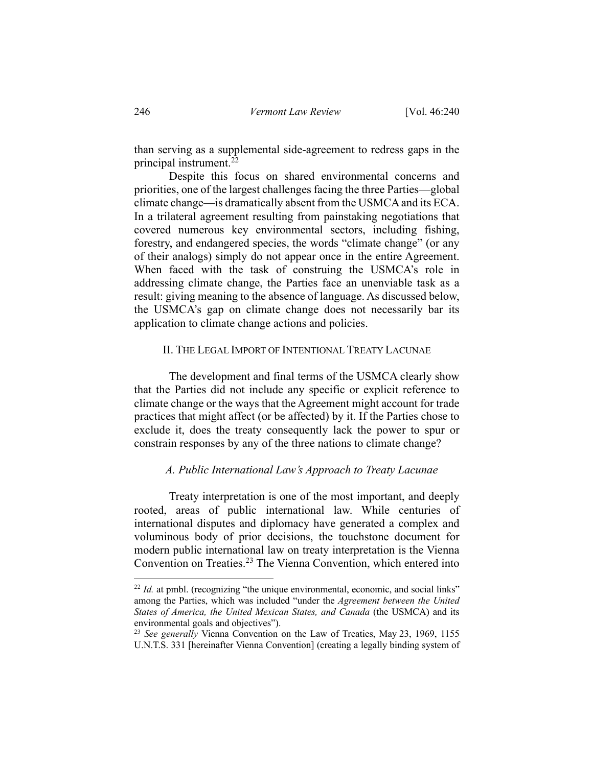than serving as a supplemental side-agreement to redress gaps in the principal instrument.[22]

Despite this focus on shared environmental concerns and priorities, one of the largest challenges facing the three Parties—global climate change—is dramatically absent from the USMCA and its ECA. In a trilateral agreement resulting from painstaking negotiations that covered numerous key environmental sectors, including fishing, forestry, and endangered species, the words "climate change" (or any of their analogs) simply do not appear once in the entire Agreement. When faced with the task of construing the USMCA's role in addressing climate change, the Parties face an unenviable task as a result: giving meaning to the absence of language. As discussed below, the USMCA's gap on climate change does not necessarily bar its application to climate change actions and policies.

## II. The Legal Import of Intentional Treaty Lacunae

The development and final terms of the USMCA clearly show that the Parties did not include any specific or explicit reference to climate change or the ways that the Agreement might account for trade practices that might affect (or be affected) by it. If the Parties chose to exclude it, does the treaty consequently lack the power to spur or constrain responses by any of the three nations to climate change?

### *A. Public International Law's Approach to Treaty Lacunae*

Treaty interpretation is one of the most important, and deeply rooted, areas of public international law. While centuries of international disputes and diplomacy have generated a complex and voluminous body of prior decisions, the touchstone document for modern public international law on treaty interpretation is the Vienna Convention on Treaties.[23] The Vienna Convention, which entered into

---

[22] *Id.* at pmbl. (recognizing "the unique environmental, economic, and social links" among the Parties, which was included "under the *Agreement between the United States of America, the United Mexican States, and Canada* (the USMCA) and its environmental goals and objectives").

[23] *See generally* Vienna Convention on the Law of Treaties, May 23, 1969, 1155 U.N.T.S. 331 [hereinafter Vienna Convention] (creating a legally binding system of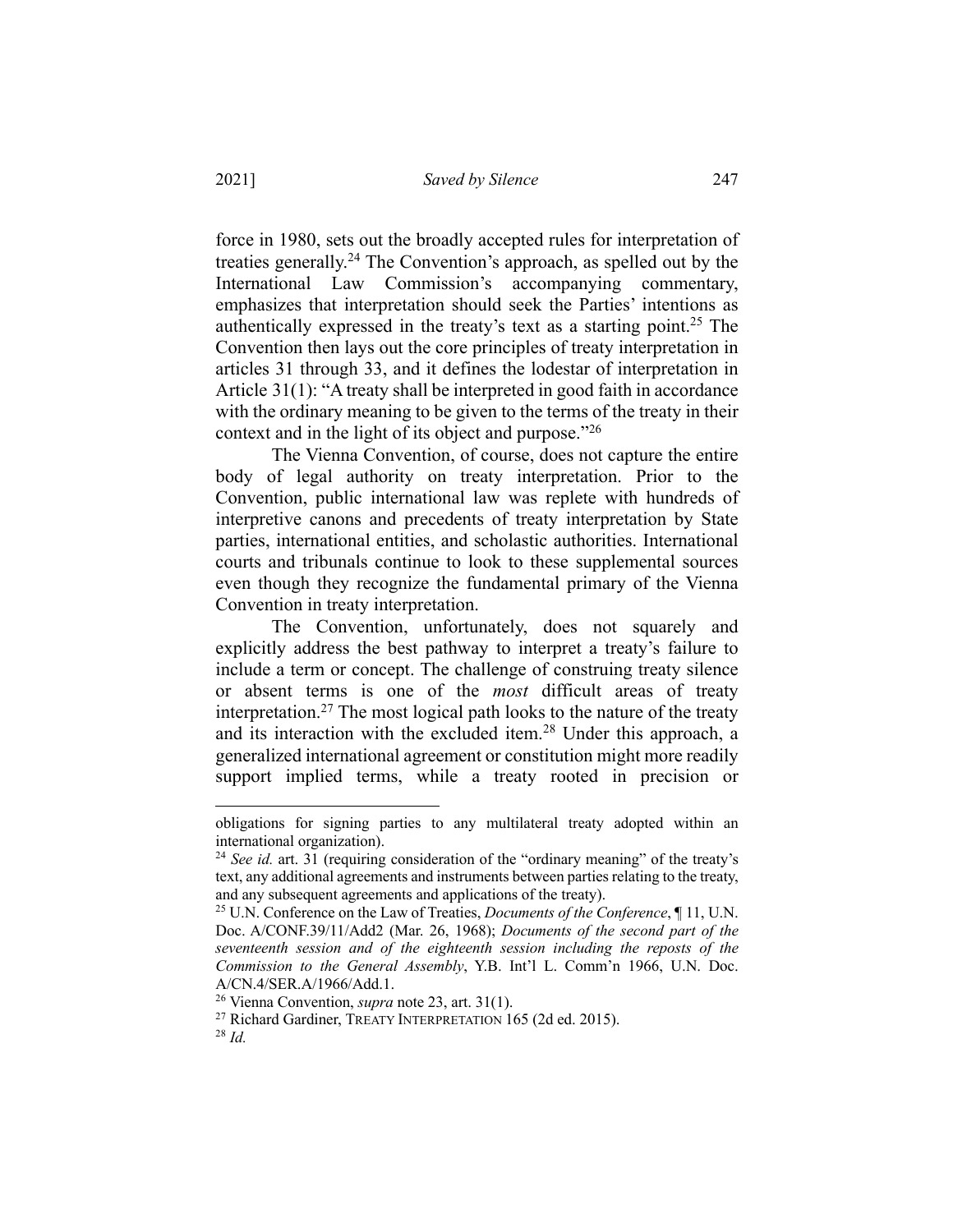force in 1980, sets out the broadly accepted rules for interpretation of treaties generally.[24] The Convention's approach, as spelled out by the International Law Commission's accompanying commentary, emphasizes that interpretation should seek the Parties' intentions as authentically expressed in the treaty's text as a starting point.[25] The Convention then lays out the core principles of treaty interpretation in articles 31 through 33, and it defines the lodestar of interpretation in Article 31(1): "A treaty shall be interpreted in good faith in accordance with the ordinary meaning to be given to the terms of the treaty in their context and in the light of its object and purpose."[26]

The Vienna Convention, of course, does not capture the entire body of legal authority on treaty interpretation. Prior to the Convention, public international law was replete with hundreds of interpretive canons and precedents of treaty interpretation by State parties, international entities, and scholastic authorities. International courts and tribunals continue to look to these supplemental sources even though they recognize the fundamental primary of the Vienna Convention in treaty interpretation.

The Convention, unfortunately, does not squarely and explicitly address the best pathway to interpret a treaty's failure to include a term or concept. The challenge of construing treaty silence or absent terms is one of the *most* difficult areas of treaty interpretation.[27] The most logical path looks to the nature of the treaty and its interaction with the excluded item.[28] Under this approach, a generalized international agreement or constitution might more readily support implied terms, while a treaty rooted in precision or

---

obligations for signing parties to any multilateral treaty adopted within an international organization).

[24] *See id.* art. 31 (requiring consideration of the "ordinary meaning" of the treaty's text, any additional agreements and instruments between parties relating to the treaty, and any subsequent agreements and applications of the treaty).

[25] U.N. Conference on the Law of Treaties, *Documents of the Conference*, ¶ 11, U.N. Doc. A/CONF.39/11/Add2 (Mar. 26, 1968); *Documents of the second part of the seventeenth session and of the eighteenth session including the reposts of the Commission to the General Assembly*, Y.B. Int'l L. Comm'n 1966, U.N. Doc. A/CN.4/SER.A/1966/Add.1.

[26] Vienna Convention, *supra* note 23, art. 31(1).

[27] Richard Gardiner, TREATY INTERPRETATION 165 (2d ed. 2015).

[28] *Id.*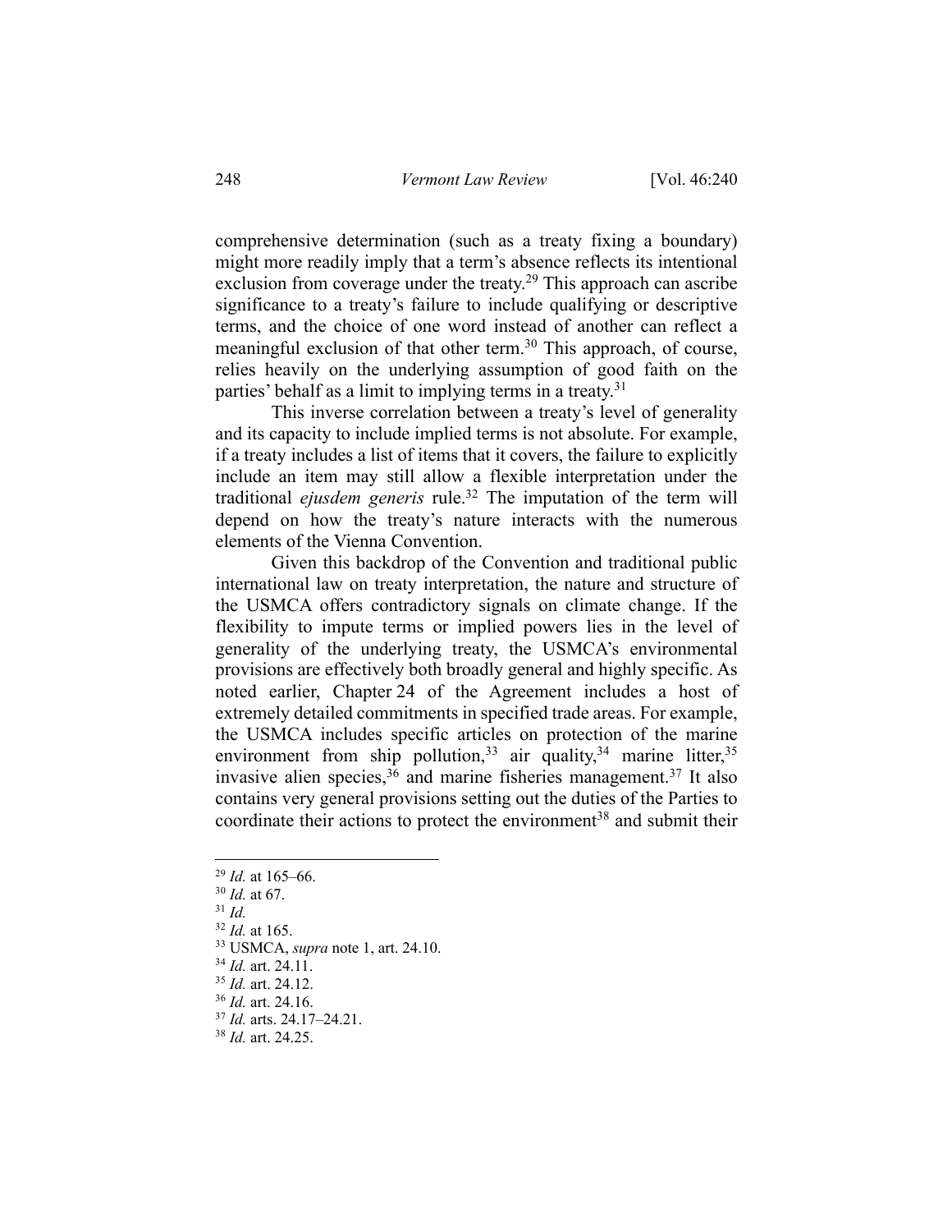comprehensive determination (such as a treaty fixing a boundary) might more readily imply that a term's absence reflects its intentional exclusion from coverage under the treaty.[29] This approach can ascribe significance to a treaty's failure to include qualifying or descriptive terms, and the choice of one word instead of another can reflect a meaningful exclusion of that other term.[30] This approach, of course, relies heavily on the underlying assumption of good faith on the parties' behalf as a limit to implying terms in a treaty.[31]

This inverse correlation between a treaty's level of generality and its capacity to include implied terms is not absolute. For example, if a treaty includes a list of items that it covers, the failure to explicitly include an item may still allow a flexible interpretation under the traditional *ejusdem generis* rule.[32] The imputation of the term will depend on how the treaty's nature interacts with the numerous elements of the Vienna Convention.

Given this backdrop of the Convention and traditional public international law on treaty interpretation, the nature and structure of the USMCA offers contradictory signals on climate change. If the flexibility to impute terms or implied powers lies in the level of generality of the underlying treaty, the USMCA's environmental provisions are effectively both broadly general and highly specific. As noted earlier, Chapter 24 of the Agreement includes a host of extremely detailed commitments in specified trade areas. For example, the USMCA includes specific articles on protection of the marine environment from ship pollution,[33] air quality,[34] marine litter,[35] invasive alien species,[36] and marine fisheries management.[37] It also contains very general provisions setting out the duties of the Parties to coordinate their actions to protect the environment[38] and submit their

---

[29] *Id.* at 165–66.
[30] *Id.* at 67.
[31] *Id.*
[32] *Id.* at 165.
[33] USMCA, *supra* note 1, art. 24.10.
[34] *Id.* art. 24.11.
[35] *Id.* art. 24.12.
[36] *Id.* art. 24.16.
[37] *Id.* arts. 24.17–24.21.
[38] *Id.* art. 24.25.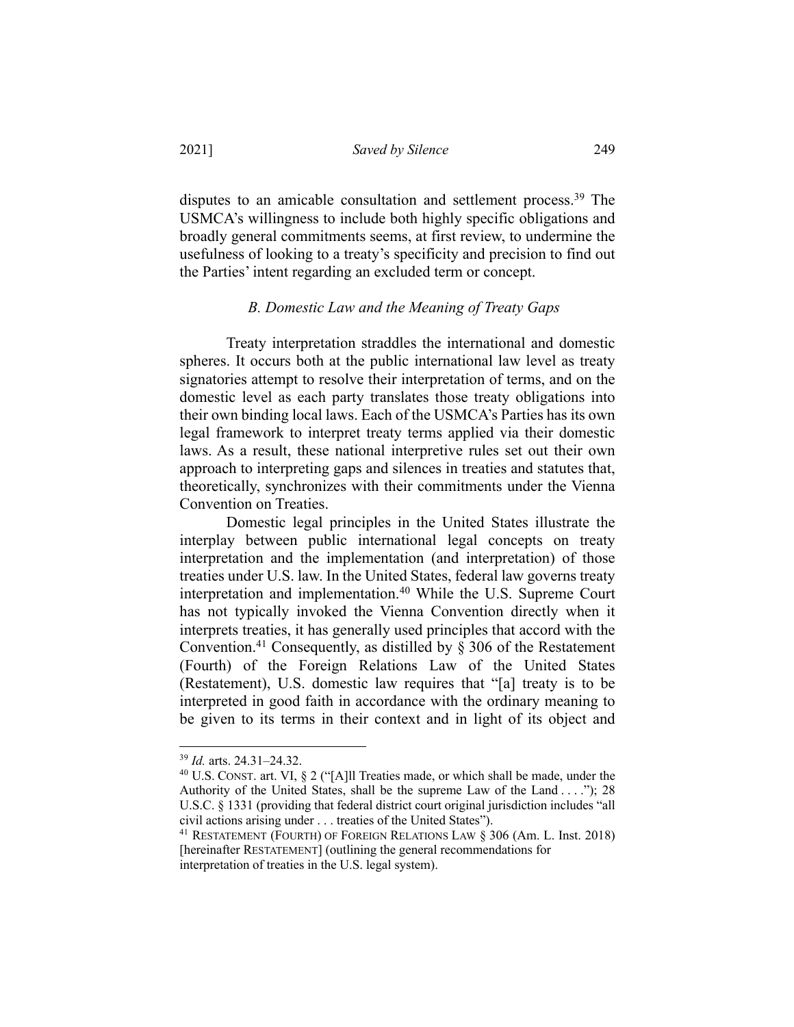disputes to an amicable consultation and settlement process.[39] The USMCA's willingness to include both highly specific obligations and broadly general commitments seems, at first review, to undermine the usefulness of looking to a treaty's specificity and precision to find out the Parties' intent regarding an excluded term or concept.

### *B. Domestic Law and the Meaning of Treaty Gaps*

Treaty interpretation straddles the international and domestic spheres. It occurs both at the public international law level as treaty signatories attempt to resolve their interpretation of terms, and on the domestic level as each party translates those treaty obligations into their own binding local laws. Each of the USMCA's Parties has its own legal framework to interpret treaty terms applied via their domestic laws. As a result, these national interpretive rules set out their own approach to interpreting gaps and silences in treaties and statutes that, theoretically, synchronizes with their commitments under the Vienna Convention on Treaties.

Domestic legal principles in the United States illustrate the interplay between public international legal concepts on treaty interpretation and the implementation (and interpretation) of those treaties under U.S. law. In the United States, federal law governs treaty interpretation and implementation.[40] While the U.S. Supreme Court has not typically invoked the Vienna Convention directly when it interprets treaties, it has generally used principles that accord with the Convention.[41] Consequently, as distilled by § 306 of the Restatement (Fourth) of the Foreign Relations Law of the United States (Restatement), U.S. domestic law requires that "[a] treaty is to be interpreted in good faith in accordance with the ordinary meaning to be given to its terms in their context and in light of its object and

---

[39] *Id.* arts. 24.31–24.32.

[40] U.S. CONST. art. VI, § 2 ("[A]ll Treaties made, or which shall be made, under the Authority of the United States, shall be the supreme Law of the Land . . . ."); 28 U.S.C. § 1331 (providing that federal district court original jurisdiction includes "all civil actions arising under . . . treaties of the United States").

[41] RESTATEMENT (FOURTH) OF FOREIGN RELATIONS LAW § 306 (Am. L. Inst. 2018) [hereinafter RESTATEMENT] (outlining the general recommendations for interpretation of treaties in the U.S. legal system).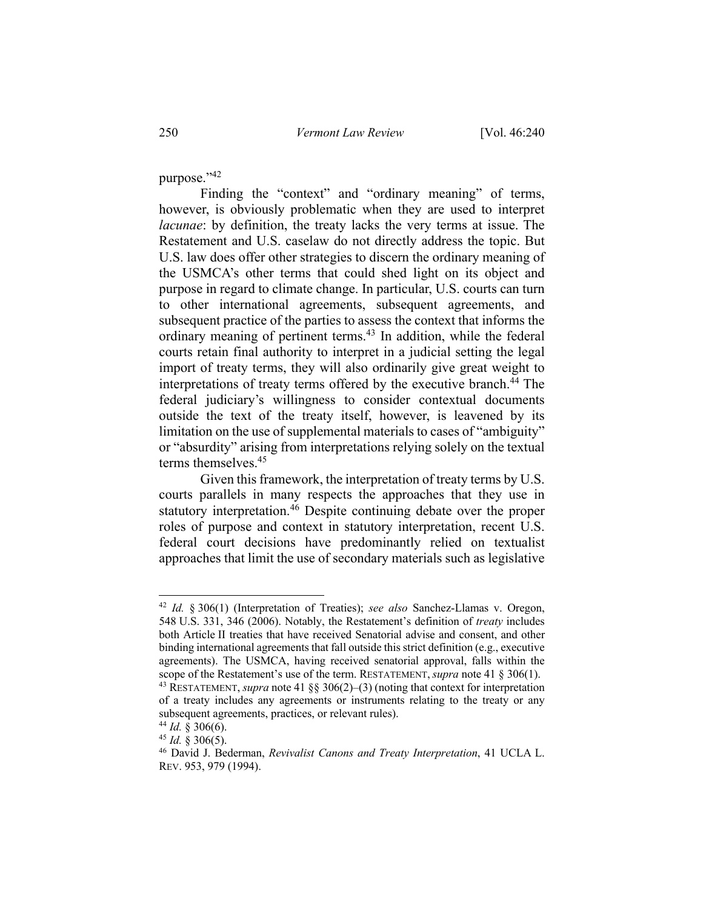purpose."[42]

Finding the "context" and "ordinary meaning" of terms, however, is obviously problematic when they are used to interpret *lacunae*: by definition, the treaty lacks the very terms at issue. The Restatement and U.S. caselaw do not directly address the topic. But U.S. law does offer other strategies to discern the ordinary meaning of the USMCA's other terms that could shed light on its object and purpose in regard to climate change. In particular, U.S. courts can turn to other international agreements, subsequent agreements, and subsequent practice of the parties to assess the context that informs the ordinary meaning of pertinent terms.[43] In addition, while the federal courts retain final authority to interpret in a judicial setting the legal import of treaty terms, they will also ordinarily give great weight to interpretations of treaty terms offered by the executive branch.[44] The federal judiciary's willingness to consider contextual documents outside the text of the treaty itself, however, is leavened by its limitation on the use of supplemental materials to cases of "ambiguity" or "absurdity" arising from interpretations relying solely on the textual terms themselves.[45]

Given this framework, the interpretation of treaty terms by U.S. courts parallels in many respects the approaches that they use in statutory interpretation.[46] Despite continuing debate over the proper roles of purpose and context in statutory interpretation, recent U.S. federal court decisions have predominantly relied on textualist approaches that limit the use of secondary materials such as legislative

---

[42] *Id.* § 306(1) (Interpretation of Treaties); *see also* Sanchez-Llamas v. Oregon, 548 U.S. 331, 346 (2006). Notably, the Restatement's definition of *treaty* includes both Article II treaties that have received Senatorial advise and consent, and other binding international agreements that fall outside this strict definition (e.g., executive agreements). The USMCA, having received senatorial approval, falls within the scope of the Restatement's use of the term. RESTATEMENT, *supra* note 41 § 306(1).

[43] RESTATEMENT, *supra* note 41 §§ 306(2)–(3) (noting that context for interpretation of a treaty includes any agreements or instruments relating to the treaty or any subsequent agreements, practices, or relevant rules).

[44] *Id.* § 306(6).

[45] *Id.* § 306(5).

[46] David J. Bederman, *Revivalist Canons and Treaty Interpretation*, 41 UCLA L. REV. 953, 979 (1994).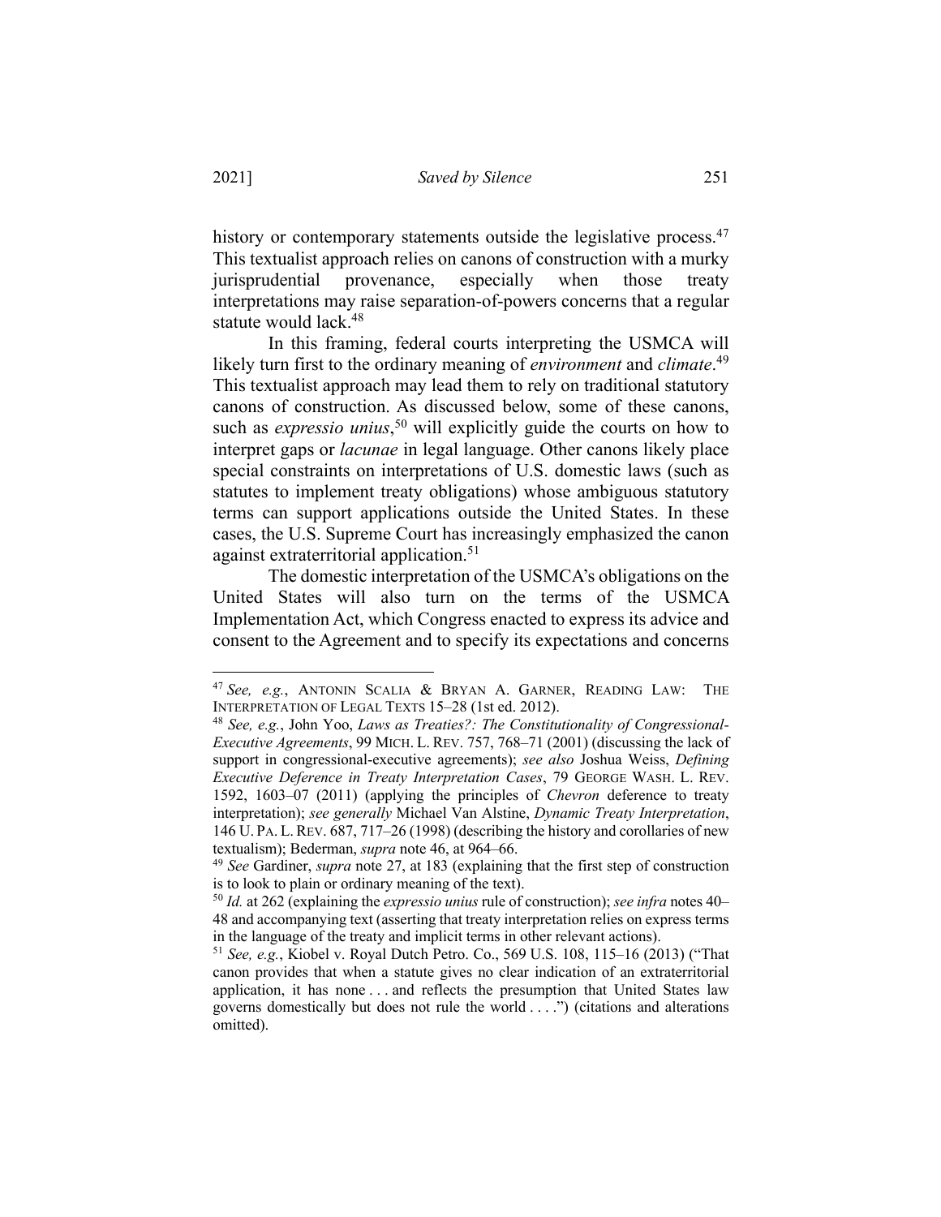history or contemporary statements outside the legislative process.[47] This textualist approach relies on canons of construction with a murky jurisprudential provenance, especially when those treaty interpretations may raise separation-of-powers concerns that a regular statute would lack.[48]

In this framing, federal courts interpreting the USMCA will likely turn first to the ordinary meaning of *environment* and *climate*.[49] This textualist approach may lead them to rely on traditional statutory canons of construction. As discussed below, some of these canons, such as *expressio unius*,[50] will explicitly guide the courts on how to interpret gaps or *lacunae* in legal language. Other canons likely place special constraints on interpretations of U.S. domestic laws (such as statutes to implement treaty obligations) whose ambiguous statutory terms can support applications outside the United States. In these cases, the U.S. Supreme Court has increasingly emphasized the canon against extraterritorial application.[51]

The domestic interpretation of the USMCA's obligations on the United States will also turn on the terms of the USMCA Implementation Act, which Congress enacted to express its advice and consent to the Agreement and to specify its expectations and concerns

---

[47] *See, e.g.*, ANTONIN SCALIA & BRYAN A. GARNER, READING LAW: THE INTERPRETATION OF LEGAL TEXTS 15–28 (1st ed. 2012).

[48] *See, e.g.*, John Yoo, *Laws as Treaties?: The Constitutionality of Congressional-Executive Agreements*, 99 MICH. L. REV. 757, 768–71 (2001) (discussing the lack of support in congressional-executive agreements); *see also* Joshua Weiss, *Defining Executive Deference in Treaty Interpretation Cases*, 79 GEORGE WASH. L. REV. 1592, 1603–07 (2011) (applying the principles of *Chevron* deference to treaty interpretation); *see generally* Michael Van Alstine, *Dynamic Treaty Interpretation*, 146 U. PA. L. REV. 687, 717–26 (1998) (describing the history and corollaries of new textualism); Bederman, *supra* note 46, at 964–66.

[49] *See* Gardiner, *supra* note 27, at 183 (explaining that the first step of construction is to look to plain or ordinary meaning of the text).

[50] *Id.* at 262 (explaining the *expressio unius* rule of construction); *see infra* notes 40–48 and accompanying text (asserting that treaty interpretation relies on express terms in the language of the treaty and implicit terms in other relevant actions).

[51] *See, e.g.*, Kiobel v. Royal Dutch Petro. Co., 569 U.S. 108, 115–16 (2013) ("That canon provides that when a statute gives no clear indication of an extraterritorial application, it has none . . . and reflects the presumption that United States law governs domestically but does not rule the world . . . .") (citations and alterations omitted).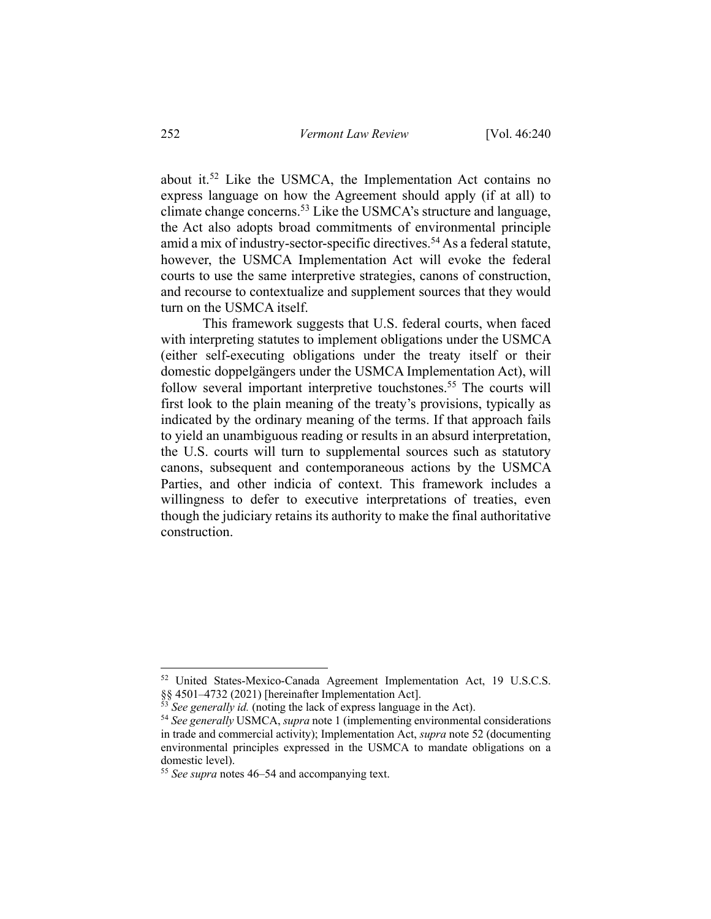about it.[52] Like the USMCA, the Implementation Act contains no express language on how the Agreement should apply (if at all) to climate change concerns.[53] Like the USMCA's structure and language, the Act also adopts broad commitments of environmental principle amid a mix of industry-sector-specific directives.[54] As a federal statute, however, the USMCA Implementation Act will evoke the federal courts to use the same interpretive strategies, canons of construction, and recourse to contextualize and supplement sources that they would turn on the USMCA itself.

This framework suggests that U.S. federal courts, when faced with interpreting statutes to implement obligations under the USMCA (either self-executing obligations under the treaty itself or their domestic doppelgängers under the USMCA Implementation Act), will follow several important interpretive touchstones.[55] The courts will first look to the plain meaning of the treaty's provisions, typically as indicated by the ordinary meaning of the terms. If that approach fails to yield an unambiguous reading or results in an absurd interpretation, the U.S. courts will turn to supplemental sources such as statutory canons, subsequent and contemporaneous actions by the USMCA Parties, and other indicia of context. This framework includes a willingness to defer to executive interpretations of treaties, even though the judiciary retains its authority to make the final authoritative construction.

---

[52] United States-Mexico-Canada Agreement Implementation Act, 19 U.S.C.S. §§ 4501–4732 (2021) [hereinafter Implementation Act].

[53] *See generally id.* (noting the lack of express language in the Act).

[54] *See generally* USMCA, *supra* note 1 (implementing environmental considerations in trade and commercial activity); Implementation Act, *supra* note 52 (documenting environmental principles expressed in the USMCA to mandate obligations on a domestic level).

[55] *See supra* notes 46–54 and accompanying text.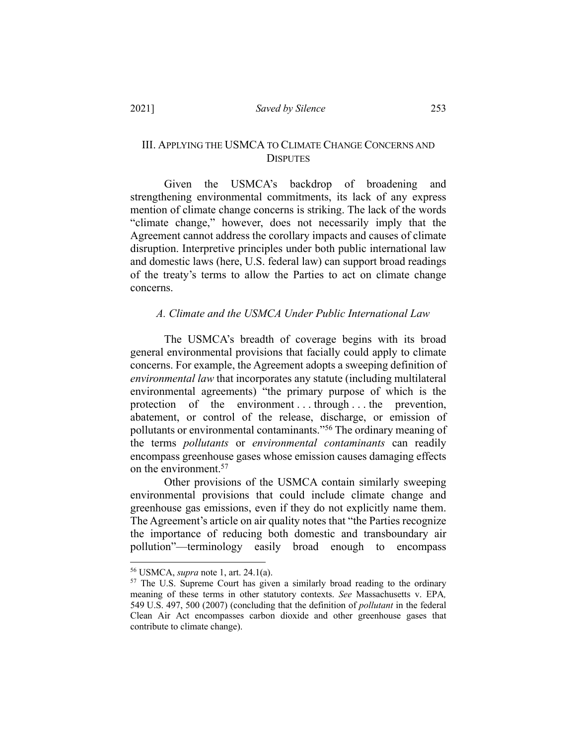## III. Applying the USMCA to Climate Change Concerns and Disputes

Given the USMCA's backdrop of broadening and strengthening environmental commitments, its lack of any express mention of climate change concerns is striking. The lack of the words "climate change," however, does not necessarily imply that the Agreement cannot address the corollary impacts and causes of climate disruption. Interpretive principles under both public international law and domestic laws (here, U.S. federal law) can support broad readings of the treaty's terms to allow the Parties to act on climate change concerns.

### *A. Climate and the USMCA Under Public International Law*

The USMCA's breadth of coverage begins with its broad general environmental provisions that facially could apply to climate concerns. For example, the Agreement adopts a sweeping definition of *environmental law* that incorporates any statute (including multilateral environmental agreements) "the primary purpose of which is the protection of the environment . . . through . . . the prevention, abatement, or control of the release, discharge, or emission of pollutants or environmental contaminants."[56] The ordinary meaning of the terms *pollutants* or *environmental contaminants* can readily encompass greenhouse gases whose emission causes damaging effects on the environment.[57]

Other provisions of the USMCA contain similarly sweeping environmental provisions that could include climate change and greenhouse gas emissions, even if they do not explicitly name them. The Agreement's article on air quality notes that "the Parties recognize the importance of reducing both domestic and transboundary air pollution"—terminology easily broad enough to encompass

---

[56] USMCA, *supra* note 1, art. 24.1(a).

[57] The U.S. Supreme Court has given a similarly broad reading to the ordinary meaning of these terms in other statutory contexts. *See* Massachusetts v. EPA, 549 U.S. 497, 500 (2007) (concluding that the definition of *pollutant* in the federal Clean Air Act encompasses carbon dioxide and other greenhouse gases that contribute to climate change).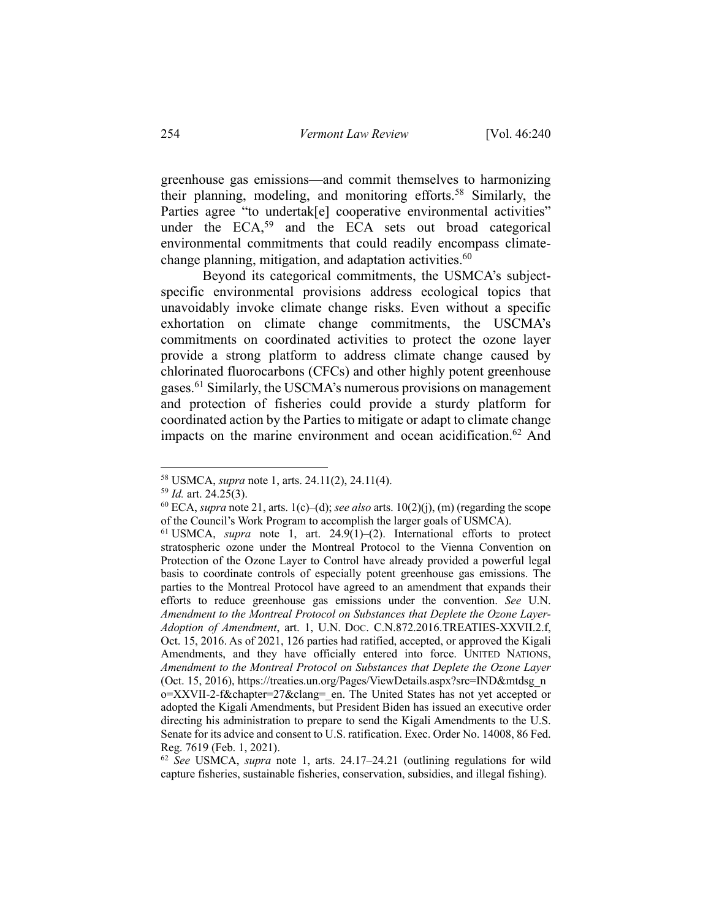greenhouse gas emissions—and commit themselves to harmonizing their planning, modeling, and monitoring efforts.[58] Similarly, the Parties agree "to undertak[e] cooperative environmental activities" under the ECA,[59] and the ECA sets out broad categorical environmental commitments that could readily encompass climate-change planning, mitigation, and adaptation activities.[60]

Beyond its categorical commitments, the USMCA's subject-specific environmental provisions address ecological topics that unavoidably invoke climate change risks. Even without a specific exhortation on climate change commitments, the USCMA's commitments on coordinated activities to protect the ozone layer provide a strong platform to address climate change caused by chlorinated fluorocarbons (CFCs) and other highly potent greenhouse gases.[61] Similarly, the USCMA's numerous provisions on management and protection of fisheries could provide a sturdy platform for coordinated action by the Parties to mitigate or adapt to climate change impacts on the marine environment and ocean acidification.[62] And

---

[58] USMCA, *supra* note 1, arts. 24.11(2), 24.11(4).

[59] *Id.* art. 24.25(3).

[60] ECA, *supra* note 21, arts. 1(c)–(d); *see also* arts. 10(2)(j), (m) (regarding the scope of the Council's Work Program to accomplish the larger goals of USMCA).

[61] USMCA, *supra* note 1, art. 24.9(1)–(2). International efforts to protect stratospheric ozone under the Montreal Protocol to the Vienna Convention on Protection of the Ozone Layer to Control have already provided a powerful legal basis to coordinate controls of especially potent greenhouse gas emissions. The parties to the Montreal Protocol have agreed to an amendment that expands their efforts to reduce greenhouse gas emissions under the convention. *See* U.N. *Amendment to the Montreal Protocol on Substances that Deplete the Ozone Layer-Adoption of Amendment*, art. 1, U.N. DOC. C.N.872.2016.TREATIES-XXVII.2.f, Oct. 15, 2016. As of 2021, 126 parties had ratified, accepted, or approved the Kigali Amendments, and they have officially entered into force. UNITED NATIONS, *Amendment to the Montreal Protocol on Substances that Deplete the Ozone Layer* (Oct. 15, 2016), https://treaties.un.org/Pages/ViewDetails.aspx?src=IND&mtdsg_no=XXVII-2-f&chapter=27&clang=_en. The United States has not yet accepted or adopted the Kigali Amendments, but President Biden has issued an executive order directing his administration to prepare to send the Kigali Amendments to the U.S. Senate for its advice and consent to U.S. ratification. Exec. Order No. 14008, 86 Fed. Reg. 7619 (Feb. 1, 2021).

[62] *See* USMCA, *supra* note 1, arts. 24.17–24.21 (outlining regulations for wild capture fisheries, sustainable fisheries, conservation, subsidies, and illegal fishing).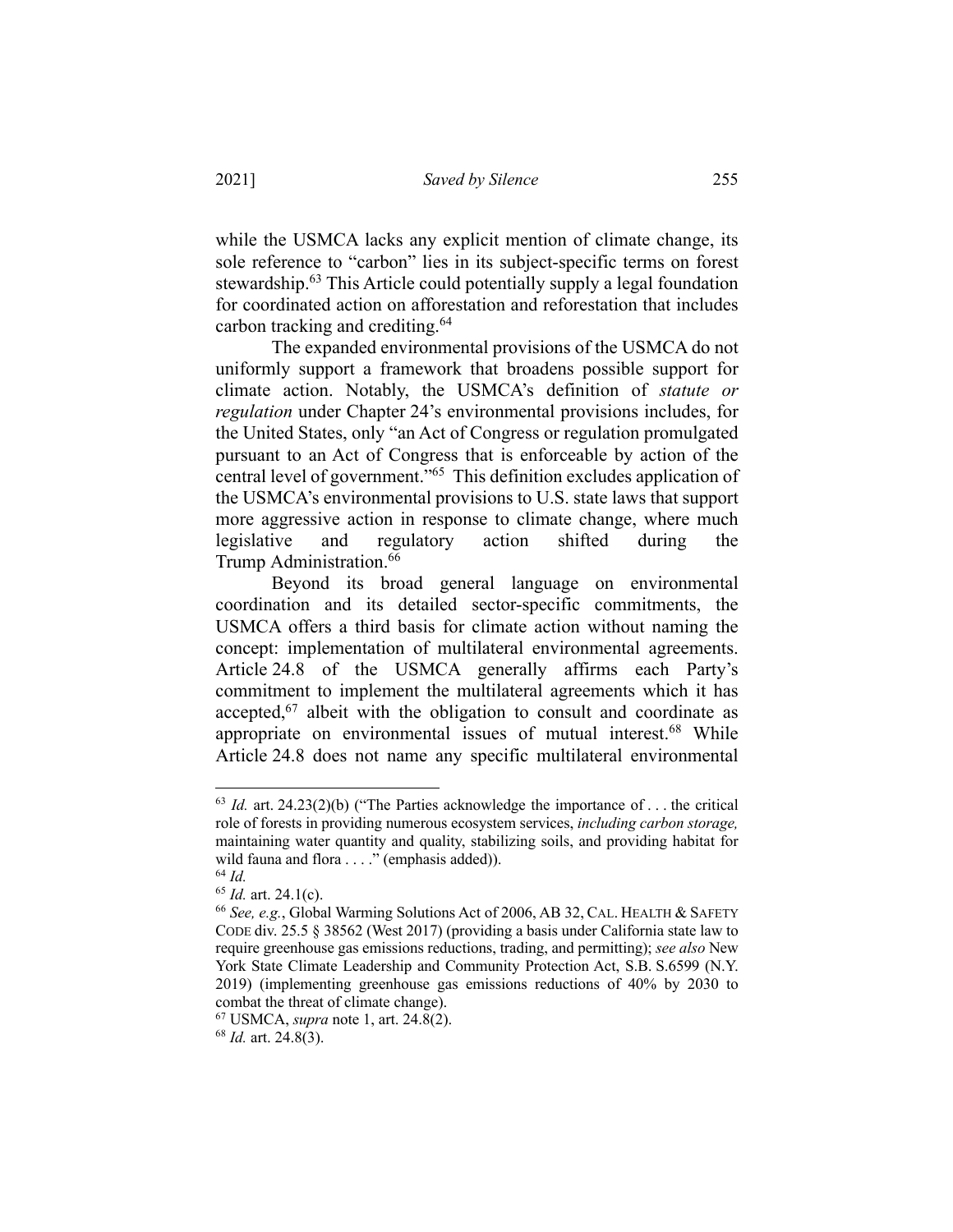while the USMCA lacks any explicit mention of climate change, its sole reference to "carbon" lies in its subject-specific terms on forest stewardship.[63] This Article could potentially supply a legal foundation for coordinated action on afforestation and reforestation that includes carbon tracking and crediting.[64]

The expanded environmental provisions of the USMCA do not uniformly support a framework that broadens possible support for climate action. Notably, the USMCA's definition of *statute or regulation* under Chapter 24's environmental provisions includes, for the United States, only "an Act of Congress or regulation promulgated pursuant to an Act of Congress that is enforceable by action of the central level of government."[65] This definition excludes application of the USMCA's environmental provisions to U.S. state laws that support more aggressive action in response to climate change, where much legislative and regulatory action shifted during the Trump Administration.[66]

Beyond its broad general language on environmental coordination and its detailed sector-specific commitments, the USMCA offers a third basis for climate action without naming the concept: implementation of multilateral environmental agreements. Article 24.8 of the USMCA generally affirms each Party's commitment to implement the multilateral agreements which it has accepted,[67] albeit with the obligation to consult and coordinate as appropriate on environmental issues of mutual interest.[68] While Article 24.8 does not name any specific multilateral environmental

---

[63] *Id.* art. 24.23(2)(b) ("The Parties acknowledge the importance of . . . the critical role of forests in providing numerous ecosystem services, *including carbon storage,* maintaining water quantity and quality, stabilizing soils, and providing habitat for wild fauna and flora . . . ." (emphasis added)).

[64] *Id.*

[65] *Id.* art. 24.1(c).

[66] *See, e.g.*, Global Warming Solutions Act of 2006, AB 32, CAL. HEALTH & SAFETY CODE div. 25.5 § 38562 (West 2017) (providing a basis under California state law to require greenhouse gas emissions reductions, trading, and permitting); *see also* New York State Climate Leadership and Community Protection Act, S.B. S.6599 (N.Y. 2019) (implementing greenhouse gas emissions reductions of 40% by 2030 to combat the threat of climate change).

[67] USMCA, *supra* note 1, art. 24.8(2).

[68] *Id.* art. 24.8(3).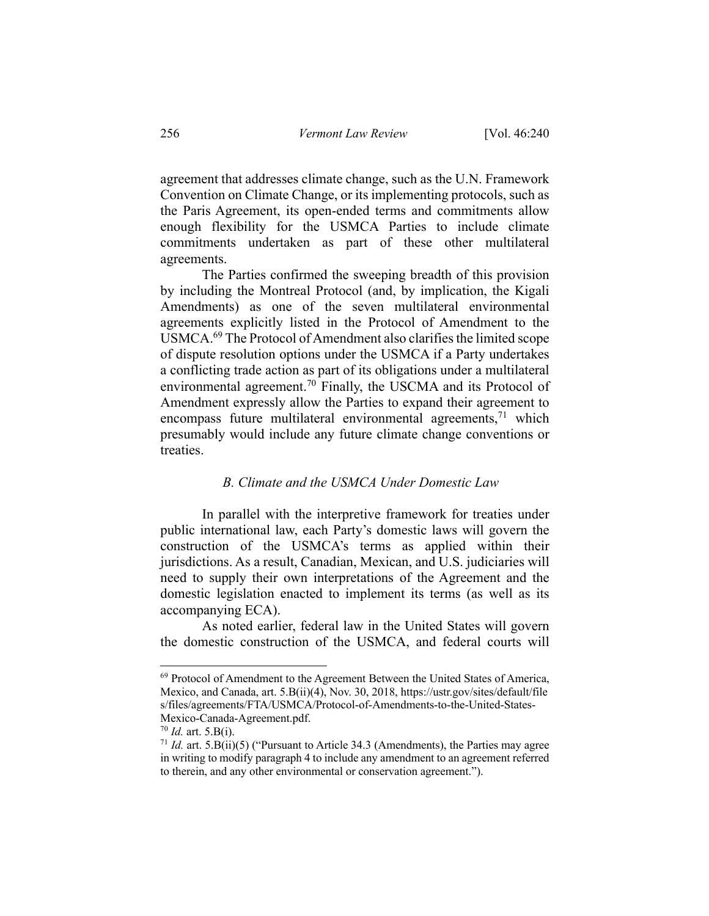agreement that addresses climate change, such as the U.N. Framework Convention on Climate Change, or its implementing protocols, such as the Paris Agreement, its open-ended terms and commitments allow enough flexibility for the USMCA Parties to include climate commitments undertaken as part of these other multilateral agreements.

The Parties confirmed the sweeping breadth of this provision by including the Montreal Protocol (and, by implication, the Kigali Amendments) as one of the seven multilateral environmental agreements explicitly listed in the Protocol of Amendment to the USMCA.[69] The Protocol of Amendment also clarifies the limited scope of dispute resolution options under the USMCA if a Party undertakes a conflicting trade action as part of its obligations under a multilateral environmental agreement.[70] Finally, the USCMA and its Protocol of Amendment expressly allow the Parties to expand their agreement to encompass future multilateral environmental agreements,[71] which presumably would include any future climate change conventions or treaties.

### *B. Climate and the USMCA Under Domestic Law*

In parallel with the interpretive framework for treaties under public international law, each Party's domestic laws will govern the construction of the USMCA's terms as applied within their jurisdictions. As a result, Canadian, Mexican, and U.S. judiciaries will need to supply their own interpretations of the Agreement and the domestic legislation enacted to implement its terms (as well as its accompanying ECA).

As noted earlier, federal law in the United States will govern the domestic construction of the USMCA, and federal courts will

---

[69] Protocol of Amendment to the Agreement Between the United States of America, Mexico, and Canada, art. 5.B(ii)(4), Nov. 30, 2018, https://ustr.gov/sites/default/files/files/agreements/FTA/USMCA/Protocol-of-Amendments-to-the-United-States-Mexico-Canada-Agreement.pdf.

[70] *Id.* art. 5.B(i).

[71] *Id.* art. 5.B(ii)(5) ("Pursuant to Article 34.3 (Amendments), the Parties may agree in writing to modify paragraph 4 to include any amendment to an agreement referred to therein, and any other environmental or conservation agreement.").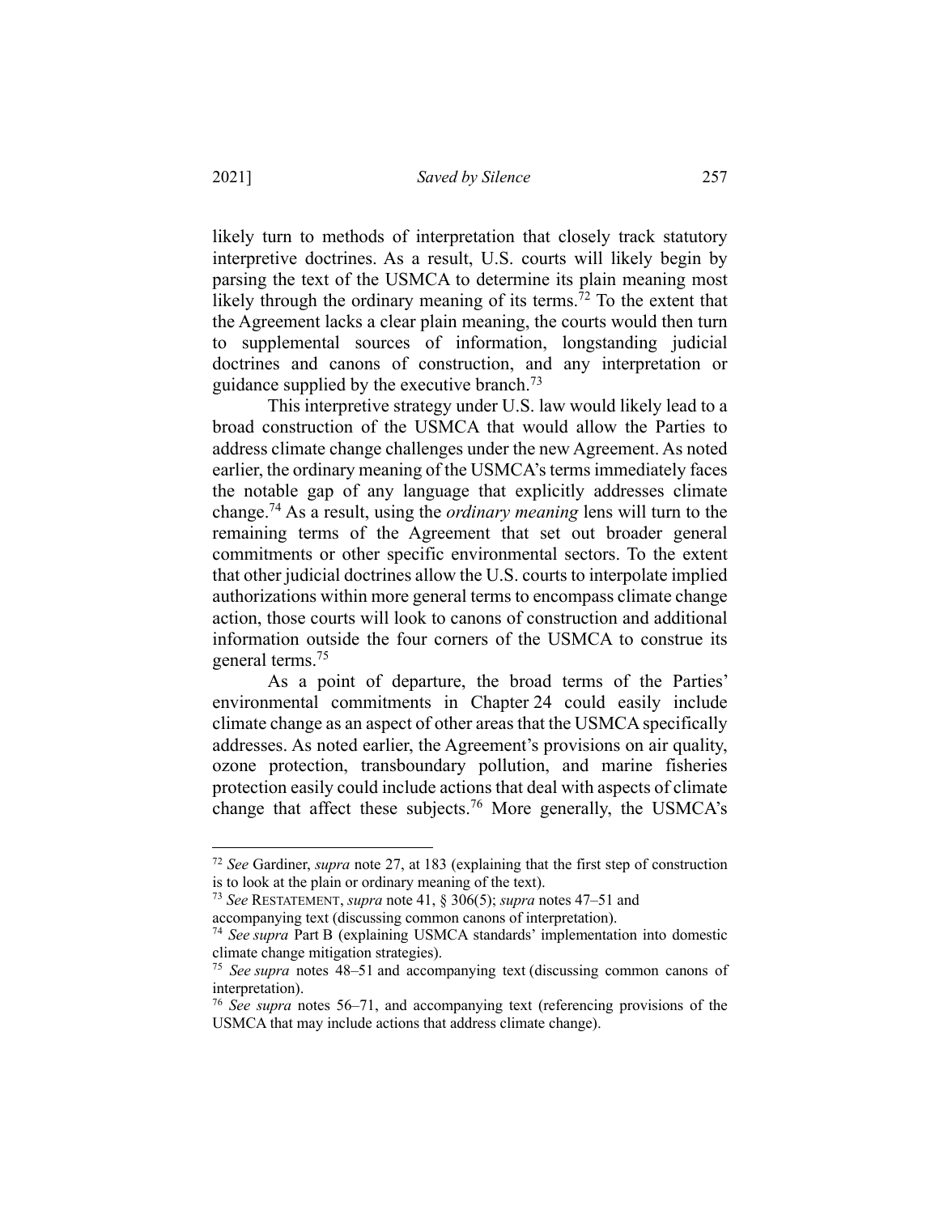likely turn to methods of interpretation that closely track statutory interpretive doctrines. As a result, U.S. courts will likely begin by parsing the text of the USMCA to determine its plain meaning most likely through the ordinary meaning of its terms.[72] To the extent that the Agreement lacks a clear plain meaning, the courts would then turn to supplemental sources of information, longstanding judicial doctrines and canons of construction, and any interpretation or guidance supplied by the executive branch.[73]

This interpretive strategy under U.S. law would likely lead to a broad construction of the USMCA that would allow the Parties to address climate change challenges under the new Agreement. As noted earlier, the ordinary meaning of the USMCA's terms immediately faces the notable gap of any language that explicitly addresses climate change.[74] As a result, using the *ordinary meaning* lens will turn to the remaining terms of the Agreement that set out broader general commitments or other specific environmental sectors. To the extent that other judicial doctrines allow the U.S. courts to interpolate implied authorizations within more general terms to encompass climate change action, those courts will look to canons of construction and additional information outside the four corners of the USMCA to construe its general terms.[75]

As a point of departure, the broad terms of the Parties' environmental commitments in Chapter 24 could easily include climate change as an aspect of other areas that the USMCA specifically addresses. As noted earlier, the Agreement's provisions on air quality, ozone protection, transboundary pollution, and marine fisheries protection easily could include actions that deal with aspects of climate change that affect these subjects.[76] More generally, the USMCA's

---

[72] *See* Gardiner, *supra* note 27, at 183 (explaining that the first step of construction is to look at the plain or ordinary meaning of the text).

[73] *See* RESTATEMENT, *supra* note 41, § 306(5); *supra* notes 47–51 and accompanying text (discussing common canons of interpretation).

[74] *See supra* Part B (explaining USMCA standards' implementation into domestic climate change mitigation strategies).

[75] *See supra* notes 48–51 and accompanying text (discussing common canons of interpretation).

[76] *See supra* notes 56–71, and accompanying text (referencing provisions of the USMCA that may include actions that address climate change).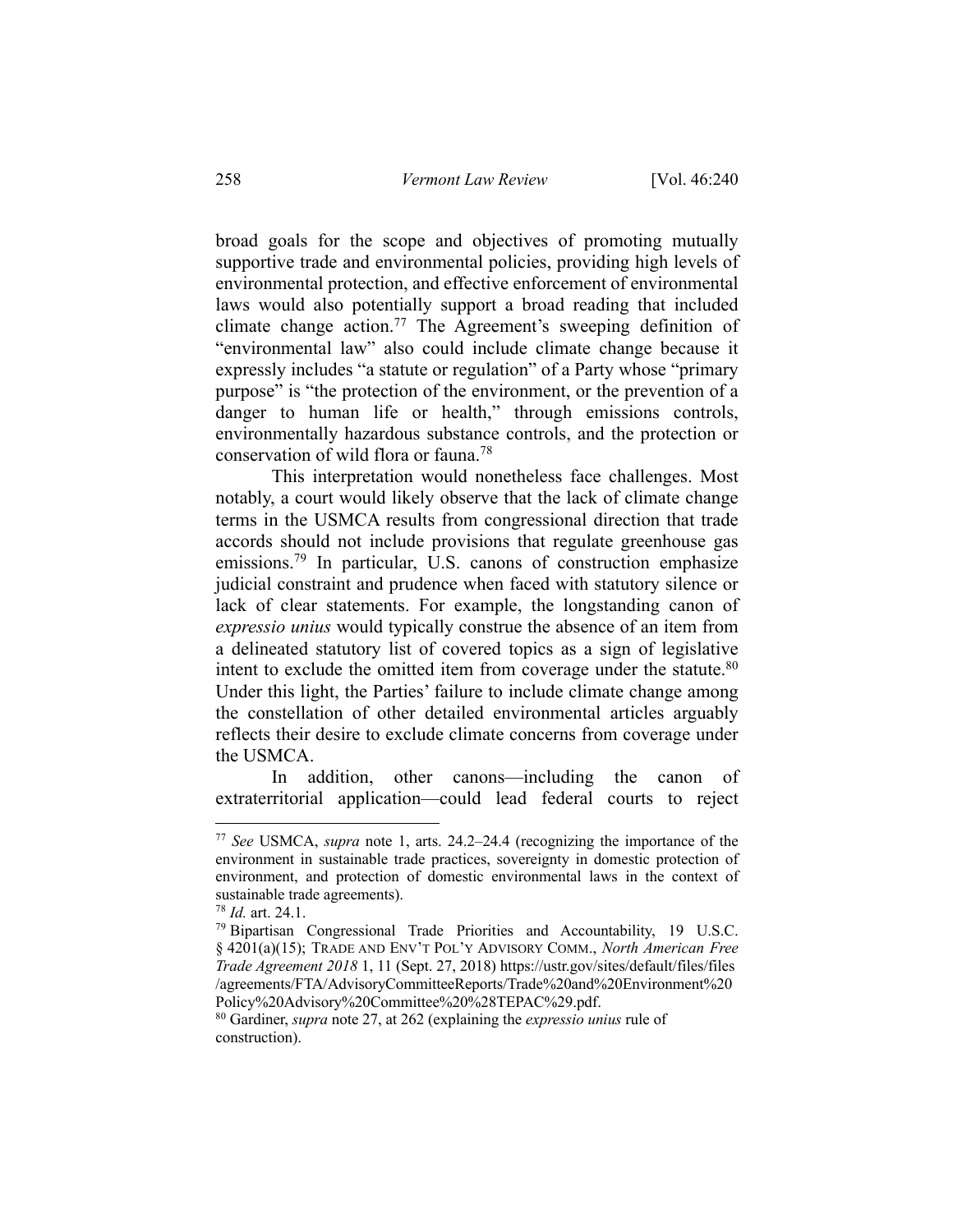broad goals for the scope and objectives of promoting mutually supportive trade and environmental policies, providing high levels of environmental protection, and effective enforcement of environmental laws would also potentially support a broad reading that included climate change action.[77] The Agreement's sweeping definition of "environmental law" also could include climate change because it expressly includes "a statute or regulation" of a Party whose "primary purpose" is "the protection of the environment, or the prevention of a danger to human life or health," through emissions controls, environmentally hazardous substance controls, and the protection or conservation of wild flora or fauna.[78]

This interpretation would nonetheless face challenges. Most notably, a court would likely observe that the lack of climate change terms in the USMCA results from congressional direction that trade accords should not include provisions that regulate greenhouse gas emissions.[79] In particular, U.S. canons of construction emphasize judicial constraint and prudence when faced with statutory silence or lack of clear statements. For example, the longstanding canon of *expressio unius* would typically construe the absence of an item from a delineated statutory list of covered topics as a sign of legislative intent to exclude the omitted item from coverage under the statute.[80] Under this light, the Parties' failure to include climate change among the constellation of other detailed environmental articles arguably reflects their desire to exclude climate concerns from coverage under the USMCA.

In addition, other canons—including the canon of extraterritorial application—could lead federal courts to reject

---

[77] *See* USMCA, *supra* note 1, arts. 24.2–24.4 (recognizing the importance of the environment in sustainable trade practices, sovereignty in domestic protection of environment, and protection of domestic environmental laws in the context of sustainable trade agreements).

[78] *Id.* art. 24.1.

[79] Bipartisan Congressional Trade Priorities and Accountability, 19 U.S.C. § 4201(a)(15); TRADE AND ENV'T POL'Y ADVISORY COMM., *North American Free Trade Agreement 2018* 1, 11 (Sept. 27, 2018) https://ustr.gov/sites/default/files/files/agreements/FTA/AdvisoryCommitteeReports/Trade%20and%20Environment%20Policy%20Advisory%20Committee%20%28TEPAC%29.pdf.

[80] Gardiner, *supra* note 27, at 262 (explaining the *expressio unius* rule of construction).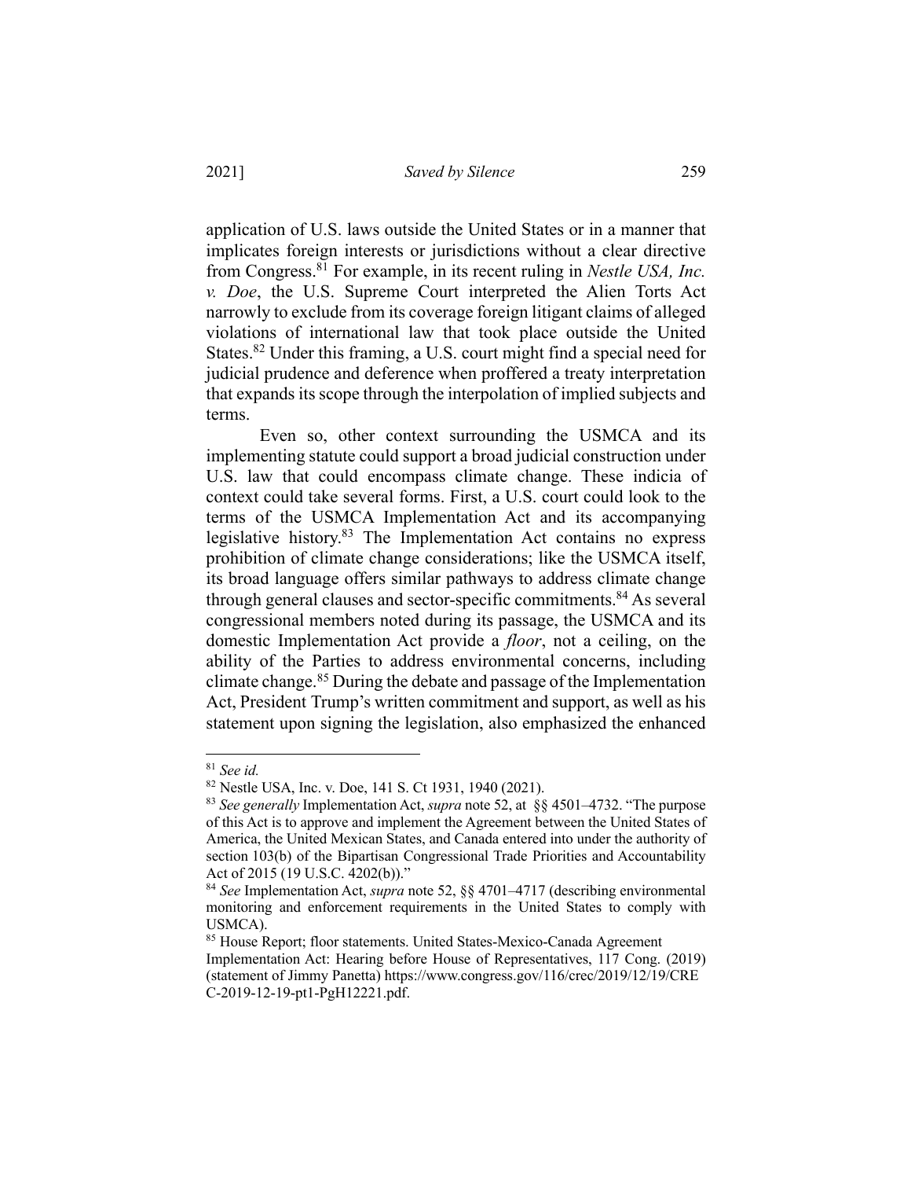application of U.S. laws outside the United States or in a manner that implicates foreign interests or jurisdictions without a clear directive from Congress.[81] For example, in its recent ruling in *Nestle USA, Inc. v. Doe*, the U.S. Supreme Court interpreted the Alien Torts Act narrowly to exclude from its coverage foreign litigant claims of alleged violations of international law that took place outside the United States.[82] Under this framing, a U.S. court might find a special need for judicial prudence and deference when proffered a treaty interpretation that expands its scope through the interpolation of implied subjects and terms.

Even so, other context surrounding the USMCA and its implementing statute could support a broad judicial construction under U.S. law that could encompass climate change. These indicia of context could take several forms. First, a U.S. court could look to the terms of the USMCA Implementation Act and its accompanying legislative history.[83] The Implementation Act contains no express prohibition of climate change considerations; like the USMCA itself, its broad language offers similar pathways to address climate change through general clauses and sector-specific commitments.[84] As several congressional members noted during its passage, the USMCA and its domestic Implementation Act provide a *floor*, not a ceiling, on the ability of the Parties to address environmental concerns, including climate change.[85] During the debate and passage of the Implementation Act, President Trump's written commitment and support, as well as his statement upon signing the legislation, also emphasized the enhanced

---

[81] *See id.*

[82] Nestle USA, Inc. v. Doe, 141 S. Ct 1931, 1940 (2021).

[83] *See generally* Implementation Act, *supra* note 52, at §§ 4501–4732. "The purpose of this Act is to approve and implement the Agreement between the United States of America, the United Mexican States, and Canada entered into under the authority of section 103(b) of the Bipartisan Congressional Trade Priorities and Accountability Act of 2015 (19 U.S.C. 4202(b))."

[84] *See* Implementation Act, *supra* note 52, §§ 4701–4717 (describing environmental monitoring and enforcement requirements in the United States to comply with USMCA).

[85] House Report; floor statements. United States-Mexico-Canada Agreement Implementation Act: Hearing before House of Representatives, 117 Cong. (2019) (statement of Jimmy Panetta) https://www.congress.gov/116/crec/2019/12/19/CREC-2019-12-19-pt1-PgH12221.pdf.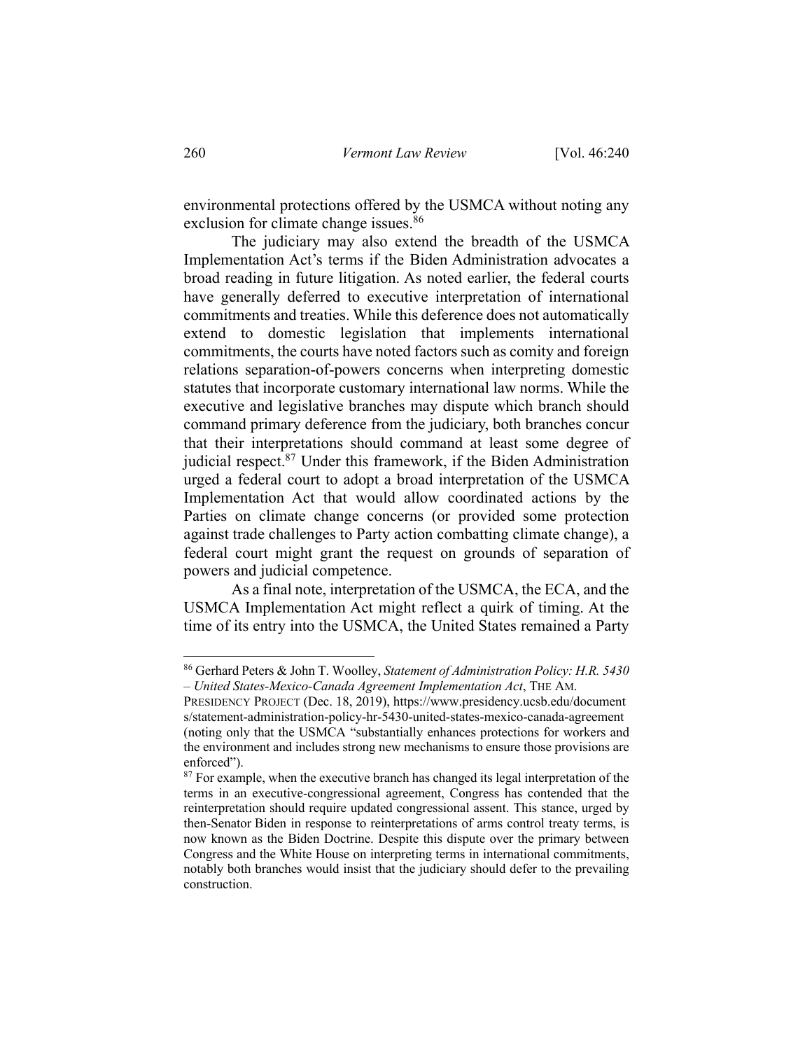environmental protections offered by the USMCA without noting any exclusion for climate change issues.[86]

The judiciary may also extend the breadth of the USMCA Implementation Act's terms if the Biden Administration advocates a broad reading in future litigation. As noted earlier, the federal courts have generally deferred to executive interpretation of international commitments and treaties. While this deference does not automatically extend to domestic legislation that implements international commitments, the courts have noted factors such as comity and foreign relations separation-of-powers concerns when interpreting domestic statutes that incorporate customary international law norms. While the executive and legislative branches may dispute which branch should command primary deference from the judiciary, both branches concur that their interpretations should command at least some degree of judicial respect.[87] Under this framework, if the Biden Administration urged a federal court to adopt a broad interpretation of the USMCA Implementation Act that would allow coordinated actions by the Parties on climate change concerns (or provided some protection against trade challenges to Party action combatting climate change), a federal court might grant the request on grounds of separation of powers and judicial competence.

As a final note, interpretation of the USMCA, the ECA, and the USMCA Implementation Act might reflect a quirk of timing. At the time of its entry into the USMCA, the United States remained a Party

---

[86] Gerhard Peters & John T. Woolley, *Statement of Administration Policy: H.R. 5430 – United States-Mexico-Canada Agreement Implementation Act*, THE AM. PRESIDENCY PROJECT (Dec. 18, 2019), https://www.presidency.ucsb.edu/documents/statement-administration-policy-hr-5430-united-states-mexico-canada-agreement (noting only that the USMCA "substantially enhances protections for workers and the environment and includes strong new mechanisms to ensure those provisions are enforced").

[87] For example, when the executive branch has changed its legal interpretation of the terms in an executive-congressional agreement, Congress has contended that the reinterpretation should require updated congressional assent. This stance, urged by then-Senator Biden in response to reinterpretations of arms control treaty terms, is now known as the Biden Doctrine. Despite this dispute over the primary between Congress and the White House on interpreting terms in international commitments, notably both branches would insist that the judiciary should defer to the prevailing construction.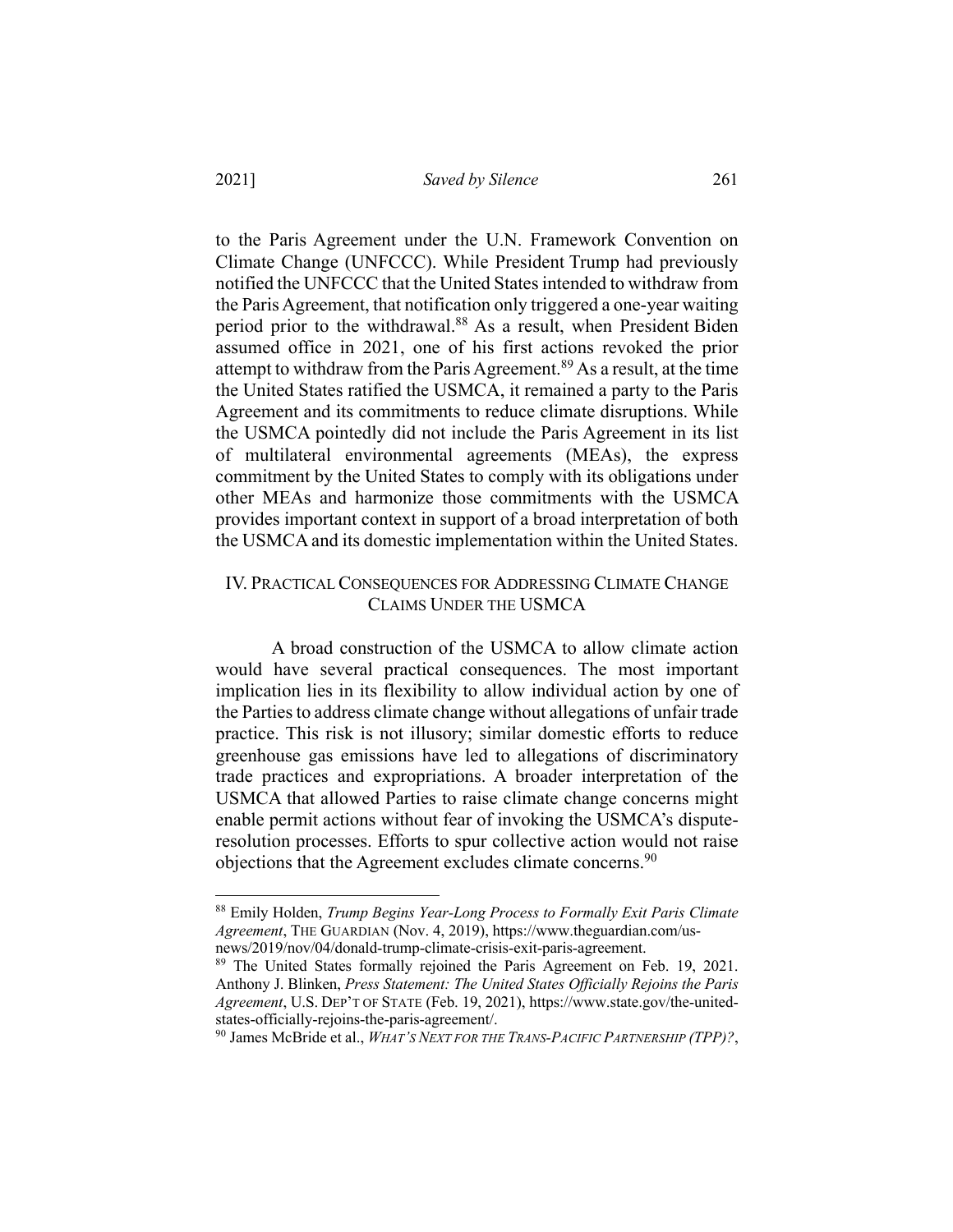to the Paris Agreement under the U.N. Framework Convention on Climate Change (UNFCCC). While President Trump had previously notified the UNFCCC that the United States intended to withdraw from the Paris Agreement, that notification only triggered a one-year waiting period prior to the withdrawal.[88] As a result, when President Biden assumed office in 2021, one of his first actions revoked the prior attempt to withdraw from the Paris Agreement.[89] As a result, at the time the United States ratified the USMCA, it remained a party to the Paris Agreement and its commitments to reduce climate disruptions. While the USMCA pointedly did not include the Paris Agreement in its list of multilateral environmental agreements (MEAs), the express commitment by the United States to comply with its obligations under other MEAs and harmonize those commitments with the USMCA provides important context in support of a broad interpretation of both the USMCA and its domestic implementation within the United States.

## IV. Practical Consequences for Addressing Climate Change Claims Under the USMCA

A broad construction of the USMCA to allow climate action would have several practical consequences. The most important implication lies in its flexibility to allow individual action by one of the Parties to address climate change without allegations of unfair trade practice. This risk is not illusory; similar domestic efforts to reduce greenhouse gas emissions have led to allegations of discriminatory trade practices and expropriations. A broader interpretation of the USMCA that allowed Parties to raise climate change concerns might enable permit actions without fear of invoking the USMCA's dispute-resolution processes. Efforts to spur collective action would not raise objections that the Agreement excludes climate concerns.[90]

---

[88] Emily Holden, *Trump Begins Year-Long Process to Formally Exit Paris Climate Agreement*, The Guardian (Nov. 4, 2019), https://www.theguardian.com/us-news/2019/nov/04/donald-trump-climate-crisis-exit-paris-agreement.

[89] The United States formally rejoined the Paris Agreement on Feb. 19, 2021. Anthony J. Blinken, *Press Statement: The United States Officially Rejoins the Paris Agreement*, U.S. Dep't of State (Feb. 19, 2021), https://www.state.gov/the-united-states-officially-rejoins-the-paris-agreement/.

[90] James McBride et al., *What's Next for the Trans-Pacific Partnership (TPP)?*,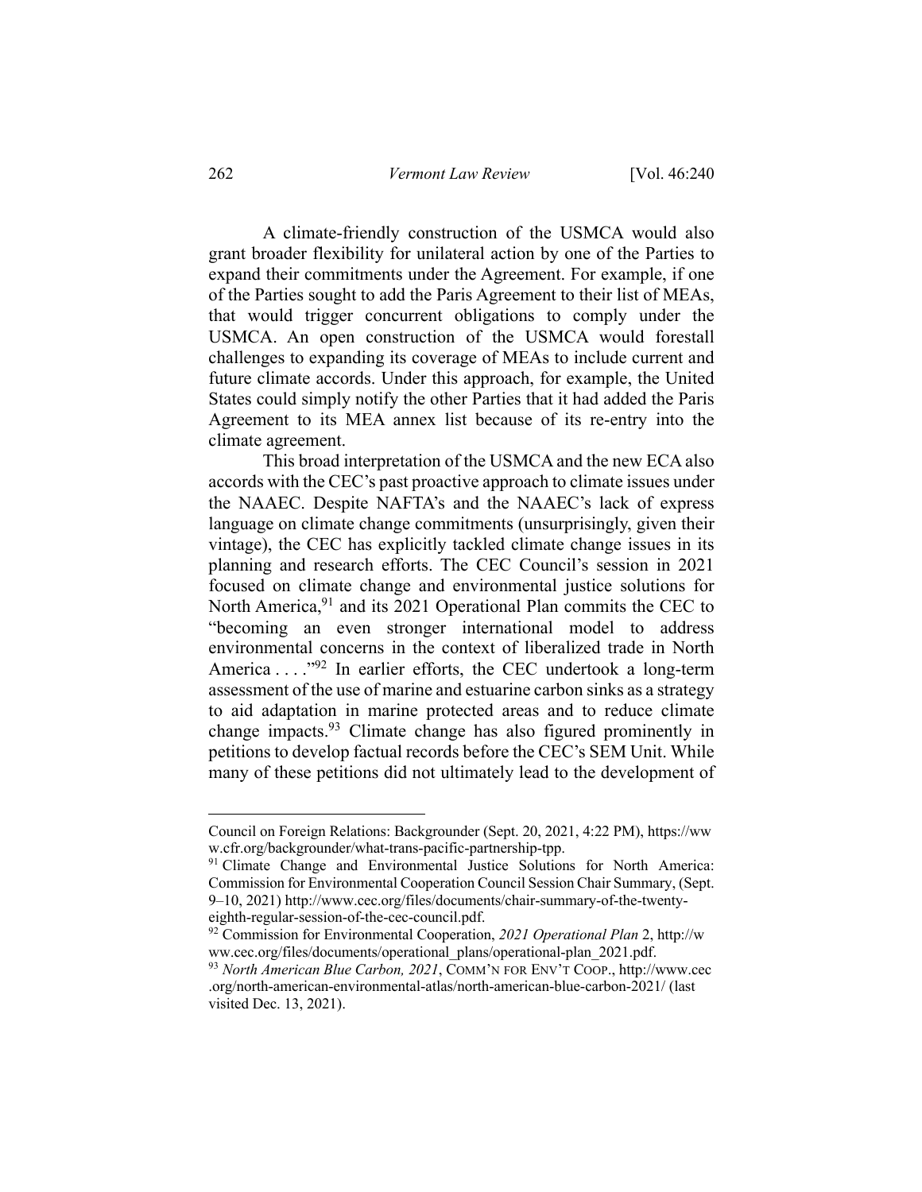A climate-friendly construction of the USMCA would also grant broader flexibility for unilateral action by one of the Parties to expand their commitments under the Agreement. For example, if one of the Parties sought to add the Paris Agreement to their list of MEAs, that would trigger concurrent obligations to comply under the USMCA. An open construction of the USMCA would forestall challenges to expanding its coverage of MEAs to include current and future climate accords. Under this approach, for example, the United States could simply notify the other Parties that it had added the Paris Agreement to its MEA annex list because of its re-entry into the climate agreement.

This broad interpretation of the USMCA and the new ECA also accords with the CEC's past proactive approach to climate issues under the NAAEC. Despite NAFTA's and the NAAEC's lack of express language on climate change commitments (unsurprisingly, given their vintage), the CEC has explicitly tackled climate change issues in its planning and research efforts. The CEC Council's session in 2021 focused on climate change and environmental justice solutions for North America,[91] and its 2021 Operational Plan commits the CEC to "becoming an even stronger international model to address environmental concerns in the context of liberalized trade in North America . . . ."[92] In earlier efforts, the CEC undertook a long-term assessment of the use of marine and estuarine carbon sinks as a strategy to aid adaptation in marine protected areas and to reduce climate change impacts.[93] Climate change has also figured prominently in petitions to develop factual records before the CEC's SEM Unit. While many of these petitions did not ultimately lead to the development of

---

Council on Foreign Relations: Backgrounder (Sept. 20, 2021, 4:22 PM), https://www.cfr.org/backgrounder/what-trans-pacific-partnership-tpp.

[91] Climate Change and Environmental Justice Solutions for North America: Commission for Environmental Cooperation Council Session Chair Summary, (Sept. 9–10, 2021) http://www.cec.org/files/documents/chair-summary-of-the-twenty-eighth-regular-session-of-the-cec-council.pdf.

[92] Commission for Environmental Cooperation, *2021 Operational Plan* 2, http://www.cec.org/files/documents/operational_plans/operational-plan_2021.pdf.

[93] *North American Blue Carbon, 2021*, COMM'N FOR ENV'T COOP., http://www.cec.org/north-american-environmental-atlas/north-american-blue-carbon-2021/ (last visited Dec. 13, 2021).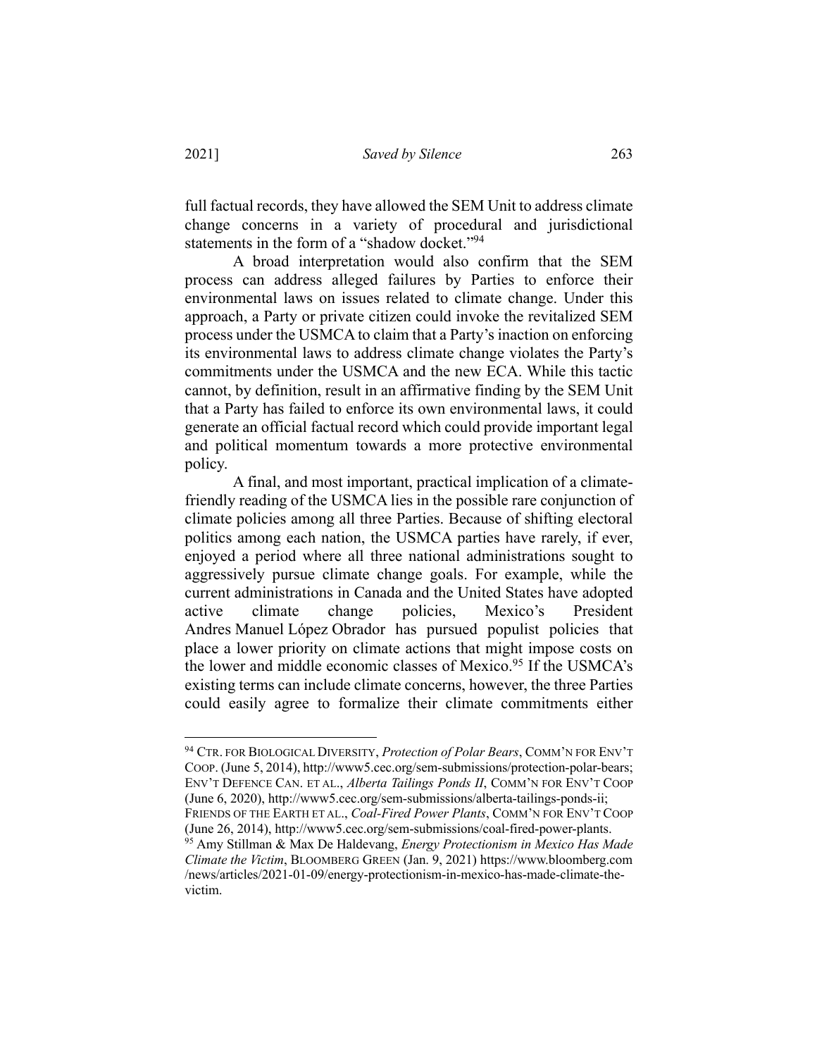full factual records, they have allowed the SEM Unit to address climate change concerns in a variety of procedural and jurisdictional statements in the form of a "shadow docket."[94]

A broad interpretation would also confirm that the SEM process can address alleged failures by Parties to enforce their environmental laws on issues related to climate change. Under this approach, a Party or private citizen could invoke the revitalized SEM process under the USMCA to claim that a Party's inaction on enforcing its environmental laws to address climate change violates the Party's commitments under the USMCA and the new ECA. While this tactic cannot, by definition, result in an affirmative finding by the SEM Unit that a Party has failed to enforce its own environmental laws, it could generate an official factual record which could provide important legal and political momentum towards a more protective environmental policy.

A final, and most important, practical implication of a climate-friendly reading of the USMCA lies in the possible rare conjunction of climate policies among all three Parties. Because of shifting electoral politics among each nation, the USMCA parties have rarely, if ever, enjoyed a period where all three national administrations sought to aggressively pursue climate change goals. For example, while the current administrations in Canada and the United States have adopted active climate change policies, Mexico's President Andres Manuel López Obrador has pursued populist policies that place a lower priority on climate actions that might impose costs on the lower and middle economic classes of Mexico.[95] If the USMCA's existing terms can include climate concerns, however, the three Parties could easily agree to formalize their climate commitments either

---

[94] CTR. FOR BIOLOGICAL DIVERSITY, *Protection of Polar Bears*, COMM'N FOR ENV'T COOP. (June 5, 2014), http://www5.cec.org/sem-submissions/protection-polar-bears; ENV'T DEFENCE CAN. ET AL., *Alberta Tailings Ponds II*, COMM'N FOR ENV'T COOP (June 6, 2020), http://www5.cec.org/sem-submissions/alberta-tailings-ponds-ii; FRIENDS OF THE EARTH ET AL., *Coal-Fired Power Plants*, COMM'N FOR ENV'T COOP (June 26, 2014), http://www5.cec.org/sem-submissions/coal-fired-power-plants.

[95] Amy Stillman & Max De Haldevang, *Energy Protectionism in Mexico Has Made Climate the Victim*, BLOOMBERG GREEN (Jan. 9, 2021) https://www.bloomberg.com/news/articles/2021-01-09/energy-protectionism-in-mexico-has-made-climate-the-victim.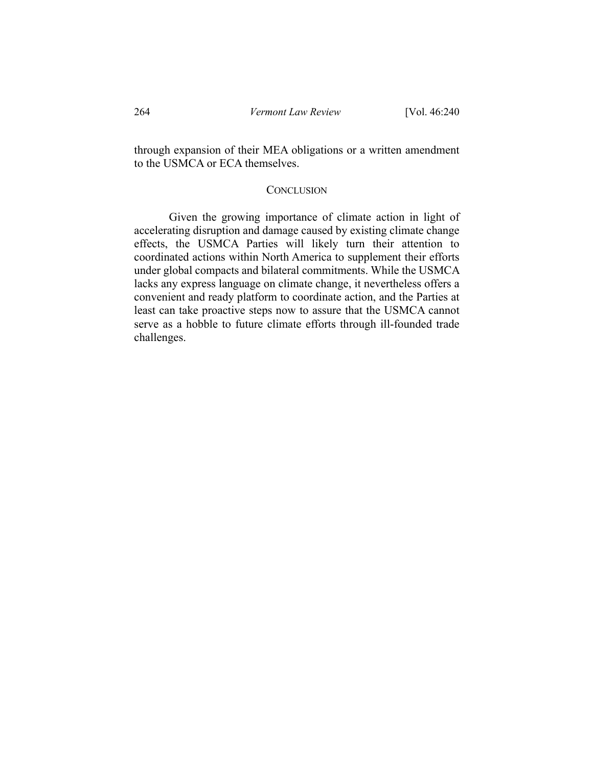through expansion of their MEA obligations or a written amendment to the USMCA or ECA themselves.

## Conclusion

Given the growing importance of climate action in light of accelerating disruption and damage caused by existing climate change effects, the USMCA Parties will likely turn their attention to coordinated actions within North America to supplement their efforts under global compacts and bilateral commitments. While the USMCA lacks any express language on climate change, it nevertheless offers a convenient and ready platform to coordinate action, and the Parties at least can take proactive steps now to assure that the USMCA cannot serve as a hobble to future climate efforts through ill-founded trade challenges.